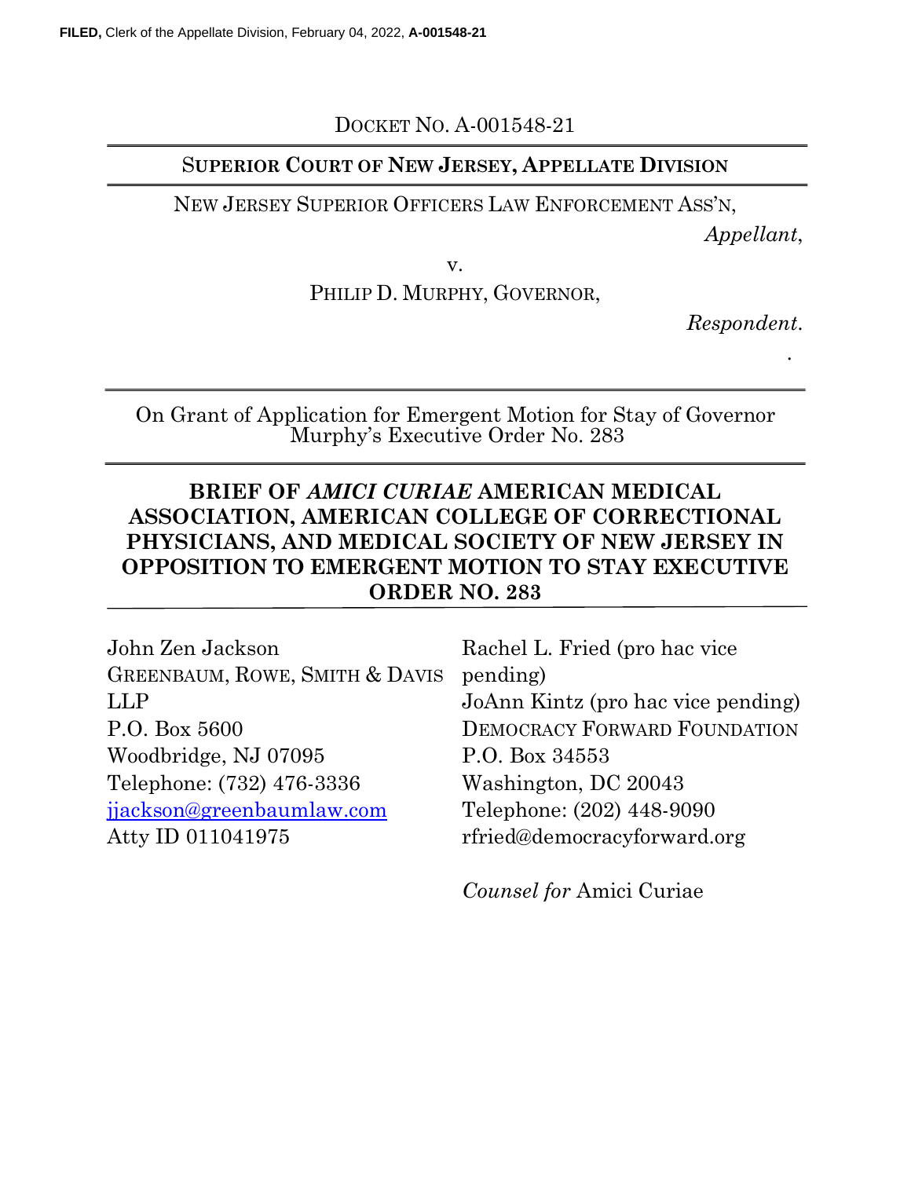**FILED,** Clerk of the Appellate Division, February 04, 2022, **A-001548-21**

DOCKET NO. A-001548-21

**SUPERIOR COURT OF NEW JERSEY, APPELLATE DIVISION**

NEW JERSEY SUPERIOR OFFICERS LAW ENFORCEMENT ASS'N,

*Appellant*,

v.

PHILIP D. MURPHY, GOVERNOR,

*Respondent*.

On Grant of Application for Emergent Motion for Stay of Governor Murphy's Executive Order No. 283

# BRIEF OF *AMICI CURIAE* AMERICAN MEDICAL ASSOCIATION, AMERICAN COLLEGE OF CORRECTIONAL PHYSICIANS, AND MEDICAL SOCIETY OF NEW JERSEY IN OPPOSITION TO EMERGENT MOTION TO STAY EXECUTIVE ORDER NO. 283

John Zen Jackson
GREENBAUM, ROWE, SMITH & DAVIS LLP
P.O. Box 5600
Woodbridge, NJ 07095
Telephone: (732) 476-3336
jjackson@greenbaumlaw.com
Atty ID 011041975

Rachel L. Fried (pro hac vice pending)
JoAnn Kintz (pro hac vice pending)
DEMOCRACY FORWARD FOUNDATION
P.O. Box 34553
Washington, DC 20043
Telephone: (202) 448-9090
rfried@democracyforward.org

*Counsel for* Amici Curiae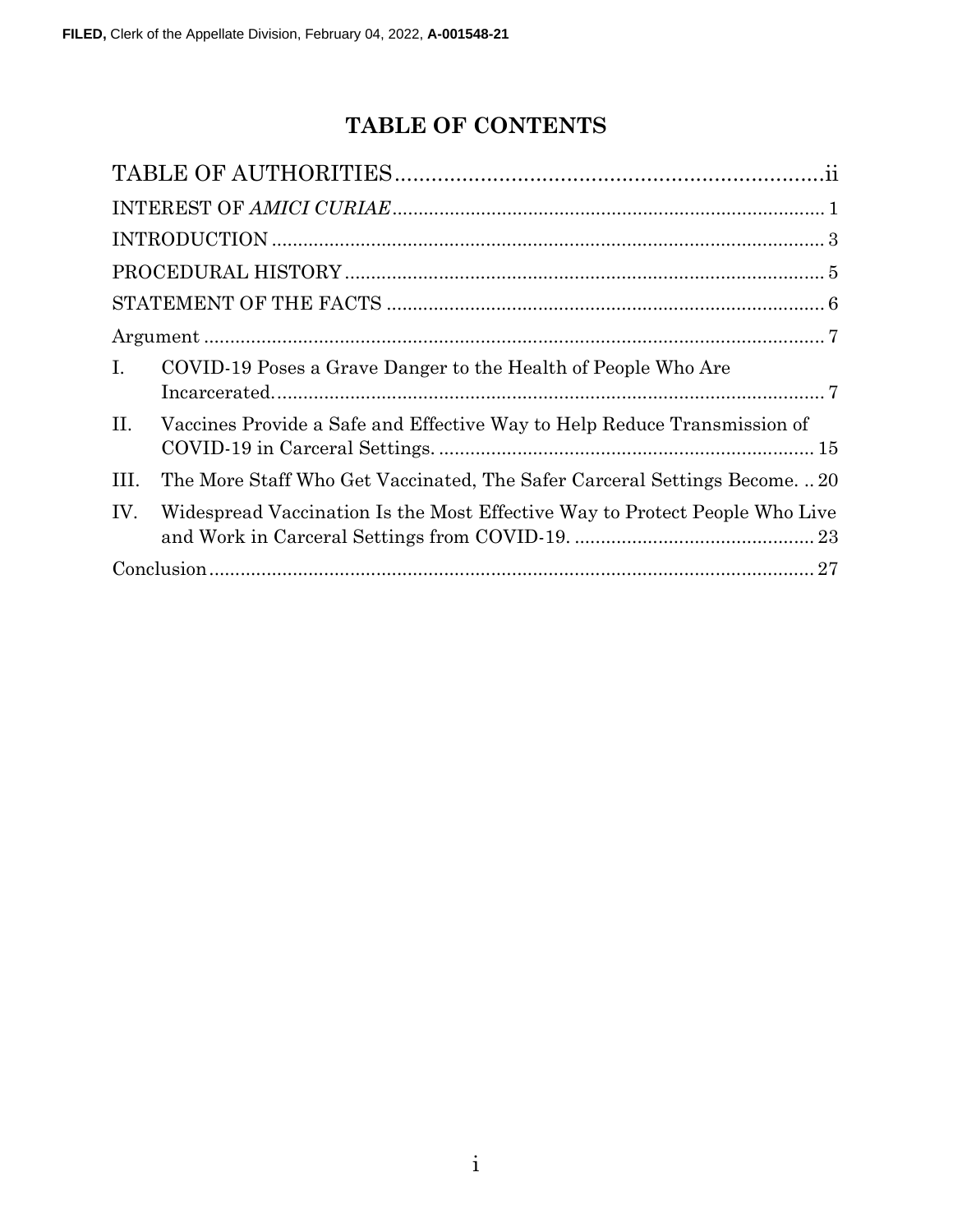# TABLE OF CONTENTS

TABLE OF AUTHORITIES ........................................................................ii

INTEREST OF *AMICI CURIAE* ........................................................................ 1

INTRODUCTION ........................................................................................ 3

PROCEDURAL HISTORY ............................................................................ 5

STATEMENT OF THE FACTS ...................................................................... 6

Argument ................................................................................................ 7

I. COVID-19 Poses a Grave Danger to the Health of People Who Are Incarcerated. ............................................................................................ 7

II. Vaccines Provide a Safe and Effective Way to Help Reduce Transmission of COVID-19 in Carceral Settings. ........................................................... 15

III. The More Staff Who Get Vaccinated, The Safer Carceral Settings Become. .. 20

IV. Widespread Vaccination Is the Most Effective Way to Protect People Who Live and Work in Carceral Settings from COVID-19. ............................................. 23

Conclusion ............................................................................................ 27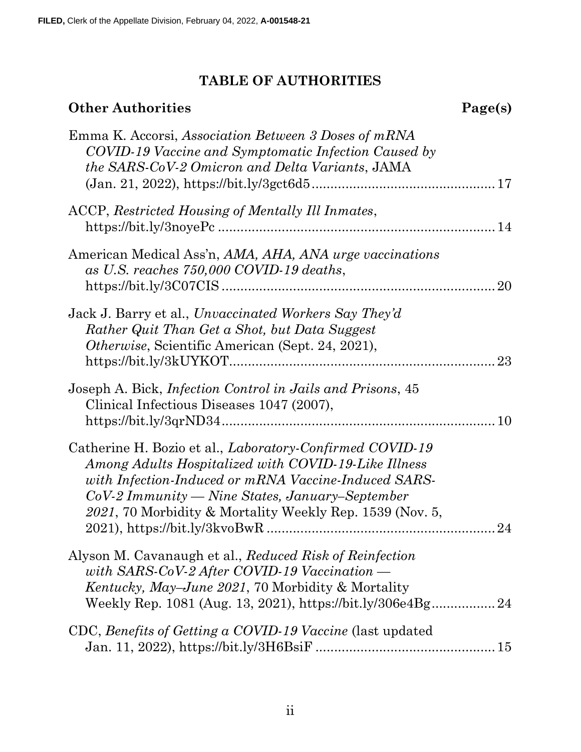## TABLE OF AUTHORITIES

**Other Authorities** **Page(s)**

Emma K. Accorsi, *Association Between 3 Doses of mRNA COVID-19 Vaccine and Symptomatic Infection Caused by the SARS-CoV-2 Omicron and Delta Variants*, JAMA (Jan. 21, 2022), https://bit.ly/3gct6d5 ............................................ 17

ACCP, *Restricted Housing of Mentally Ill Inmates*, https://bit.ly/3noyePc ............................................ 14

American Medical Ass'n, *AMA, AHA, ANA urge vaccinations as U.S. reaches 750,000 COVID-19 deaths*, https://bit.ly/3C07CIS ............................................ 20

Jack J. Barry et al., *Unvaccinated Workers Say They'd Rather Quit Than Get a Shot, but Data Suggest Otherwise*, Scientific American (Sept. 24, 2021), https://bit.ly/3kUYKOT ............................................ 23

Joseph A. Bick, *Infection Control in Jails and Prisons*, 45 Clinical Infectious Diseases 1047 (2007), https://bit.ly/3qrND34 ............................................ 10

Catherine H. Bozio et al., *Laboratory-Confirmed COVID-19 Among Adults Hospitalized with COVID-19-Like Illness with Infection-Induced or mRNA Vaccine-Induced SARS-CoV-2 Immunity — Nine States, January–September 2021*, 70 Morbidity & Mortality Weekly Rep. 1539 (Nov. 5, 2021), https://bit.ly/3kvoBwR ............................................ 24

Alyson M. Cavanaugh et al., *Reduced Risk of Reinfection with SARS-CoV-2 After COVID-19 Vaccination — Kentucky, May–June 2021*, 70 Morbidity & Mortality Weekly Rep. 1081 (Aug. 13, 2021), https://bit.ly/306e4Bg ................ 24

CDC, *Benefits of Getting a COVID-19 Vaccine* (last updated Jan. 11, 2022), https://bit.ly/3H6BsiF ............................................ 15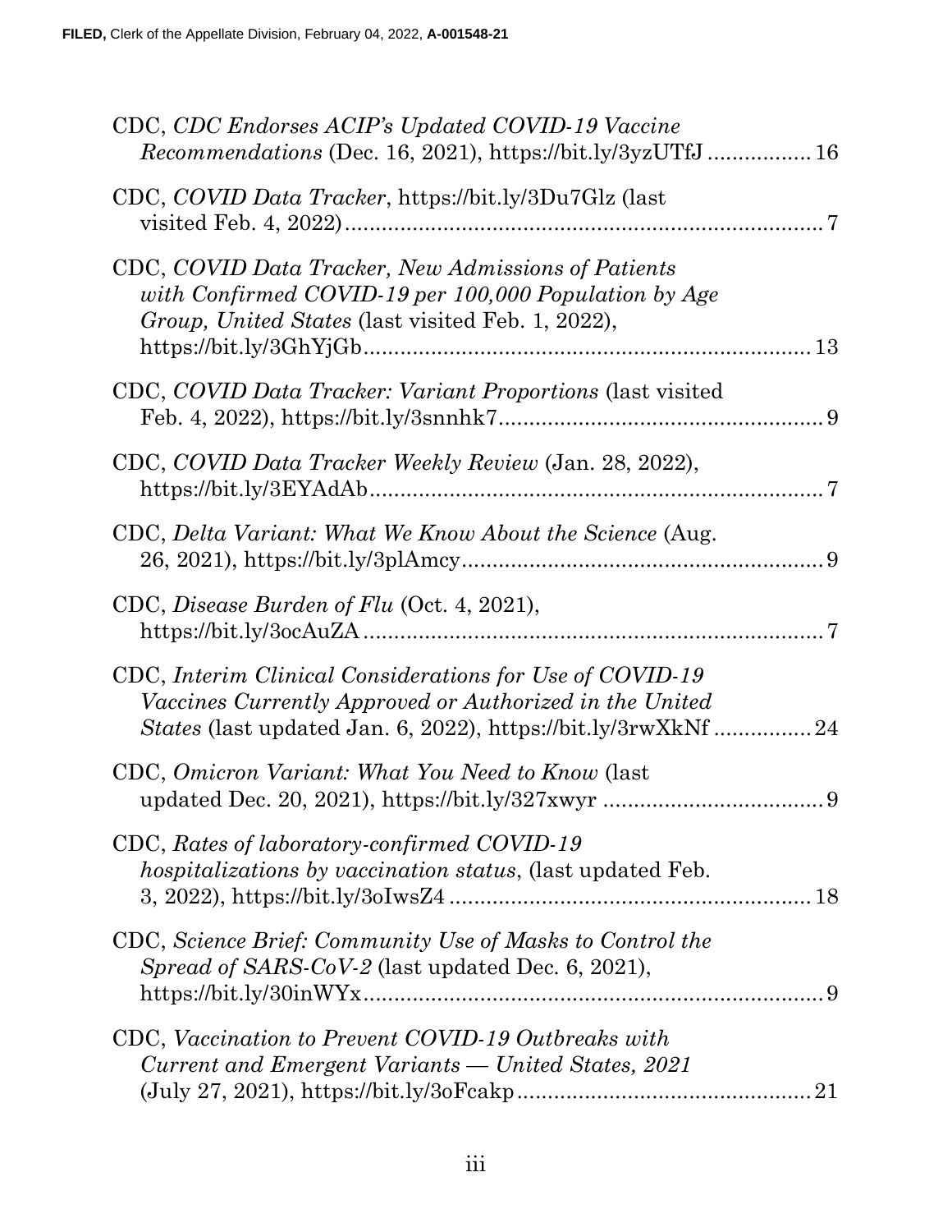CDC, *CDC Endorses ACIP's Updated COVID-19 Vaccine Recommendations* (Dec. 16, 2021), https://bit.ly/3yzUTfJ ................ 16

CDC, *COVID Data Tracker*, https://bit.ly/3Du7Glz (last visited Feb. 4, 2022) ................................................................ 7

CDC, *COVID Data Tracker, New Admissions of Patients with Confirmed COVID-19 per 100,000 Population by Age Group, United States* (last visited Feb. 1, 2022), https://bit.ly/3GhYjGb ................................................................ 13

CDC, *COVID Data Tracker: Variant Proportions* (last visited Feb. 4, 2022), https://bit.ly/3snnhk7 .................................................... 9

CDC, *COVID Data Tracker Weekly Review* (Jan. 28, 2022), https://bit.ly/3EYAdAb ................................................................ 7

CDC, *Delta Variant: What We Know About the Science* (Aug. 26, 2021), https://bit.ly/3plAmcy ................................................ 9

CDC, *Disease Burden of Flu* (Oct. 4, 2021), https://bit.ly/3ocAuZA ................................................................ 7

CDC, *Interim Clinical Considerations for Use of COVID-19 Vaccines Currently Approved or Authorized in the United States* (last updated Jan. 6, 2022), https://bit.ly/3rwXkNf ................ 24

CDC, *Omicron Variant: What You Need to Know* (last updated Dec. 20, 2021), https://bit.ly/327xwyr .................................... 9

CDC, *Rates of laboratory-confirmed COVID-19 hospitalizations by vaccination status*, (last updated Feb. 3, 2022), https://bit.ly/3oIwsZ4 ................................................ 18

CDC, *Science Brief: Community Use of Masks to Control the Spread of SARS-CoV-2* (last updated Dec. 6, 2021), https://bit.ly/30inWYx ................................................................ 9

CDC, *Vaccination to Prevent COVID-19 Outbreaks with Current and Emergent Variants — United States, 2021* (July 27, 2021), https://bit.ly/3oFcakp ................................................ 21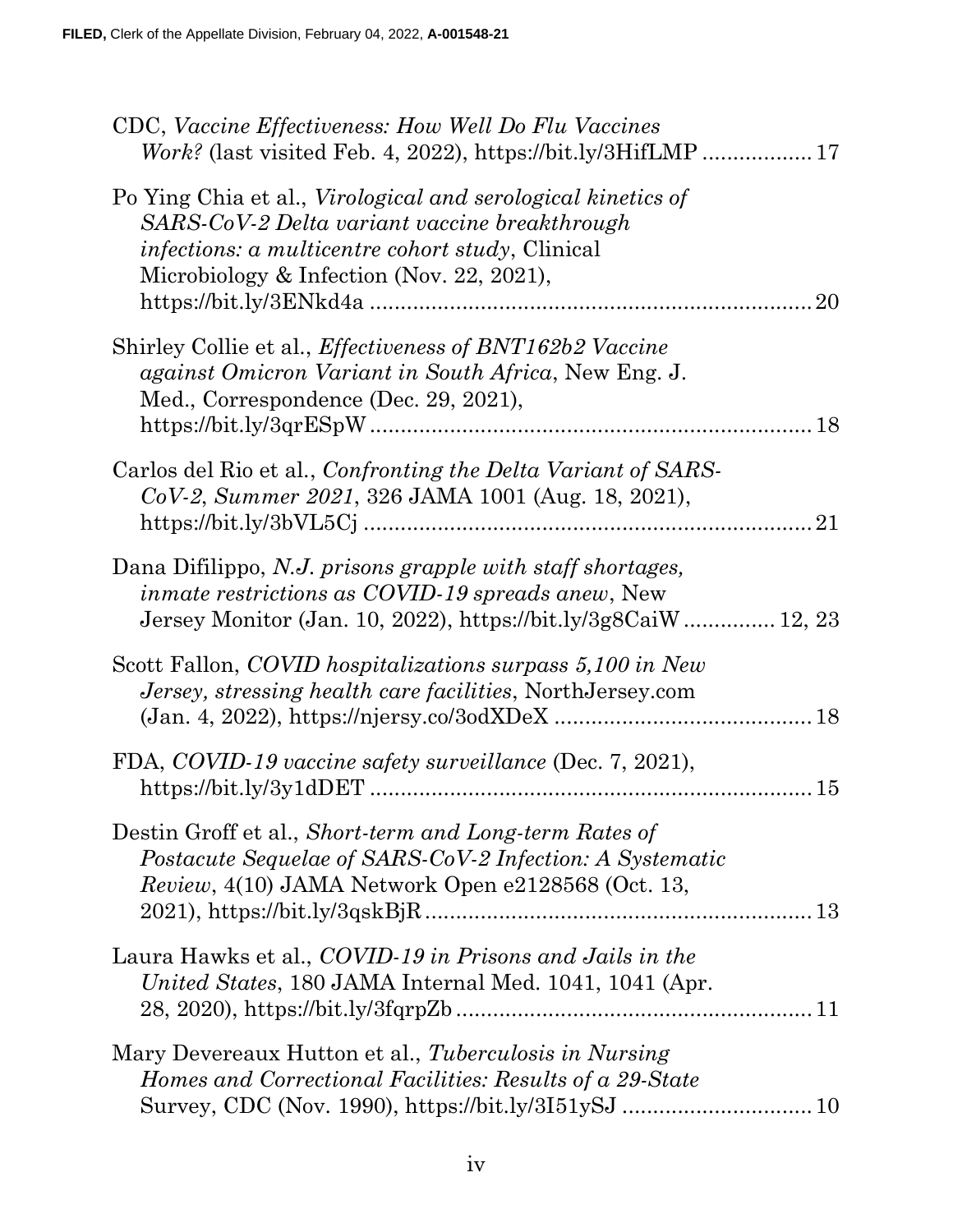CDC, *Vaccine Effectiveness: How Well Do Flu Vaccines Work?* (last visited Feb. 4, 2022), https://bit.ly/3HifLMP .................. 17

Po Ying Chia et al., *Virological and serological kinetics of SARS-CoV-2 Delta variant vaccine breakthrough infections: a multicentre cohort study*, Clinical Microbiology & Infection (Nov. 22, 2021), https://bit.ly/3ENkd4a ........................................................................ 20

Shirley Collie et al., *Effectiveness of BNT162b2 Vaccine against Omicron Variant in South Africa*, New Eng. J. Med., Correspondence (Dec. 29, 2021), https://bit.ly/3qrESpW ........................................................................ 18

Carlos del Rio et al., *Confronting the Delta Variant of SARS-CoV-2, Summer 2021*, 326 JAMA 1001 (Aug. 18, 2021), https://bit.ly/3bVL5Cj ........................................................................ 21

Dana Difilippo, *N.J. prisons grapple with staff shortages, inmate restrictions as COVID-19 spreads anew*, New Jersey Monitor (Jan. 10, 2022), https://bit.ly/3g8CaiW ............... 12, 23

Scott Fallon, *COVID hospitalizations surpass 5,100 in New Jersey, stressing health care facilities*, NorthJersey.com (Jan. 4, 2022), https://njersy.co/3odXDeX .......................................... 18

FDA, *COVID-19 vaccine safety surveillance* (Dec. 7, 2021), https://bit.ly/3y1dDET ........................................................................ 15

Destin Groff et al., *Short-term and Long-term Rates of Postacute Sequelae of SARS-CoV-2 Infection: A Systematic Review*, 4(10) JAMA Network Open e2128568 (Oct. 13, 2021), https://bit.ly/3qskBjR ............................................................... 13

Laura Hawks et al., *COVID-19 in Prisons and Jails in the United States*, 180 JAMA Internal Med. 1041, 1041 (Apr. 28, 2020), https://bit.ly/3fqrpZb ........................................................... 11

Mary Devereaux Hutton et al., *Tuberculosis in Nursing Homes and Correctional Facilities: Results of a 29-State Survey*, CDC (Nov. 1990), https://bit.ly/3I51ySJ ............................... 10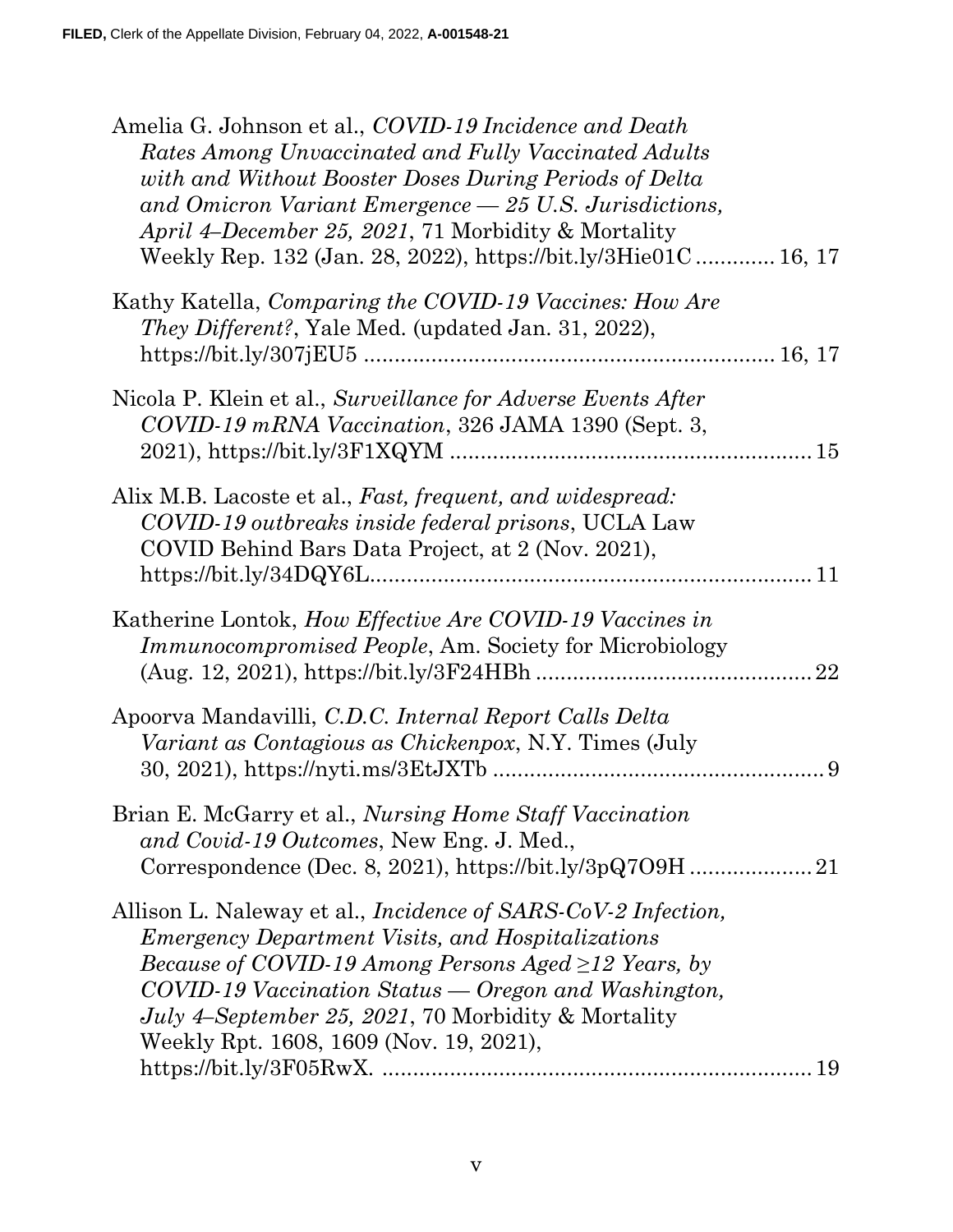Amelia G. Johnson et al., *COVID-19 Incidence and Death Rates Among Unvaccinated and Fully Vaccinated Adults with and Without Booster Doses During Periods of Delta and Omicron Variant Emergence — 25 U.S. Jurisdictions, April 4–December 25, 2021*, 71 Morbidity & Mortality Weekly Rep. 132 (Jan. 28, 2022), https://bit.ly/3Hie01C ............. 16, 17

Kathy Katella, *Comparing the COVID-19 Vaccines: How Are They Different?*, Yale Med. (updated Jan. 31, 2022), https://bit.ly/307jEU5 ................................................................. 16, 17

Nicola P. Klein et al., *Surveillance for Adverse Events After COVID-19 mRNA Vaccination*, 326 JAMA 1390 (Sept. 3, 2021), https://bit.ly/3F1XQYM .......................................................... 15

Alix M.B. Lacoste et al., *Fast, frequent, and widespread: COVID-19 outbreaks inside federal prisons*, UCLA Law COVID Behind Bars Data Project, at 2 (Nov. 2021), https://bit.ly/34DQY6L....................................................................... 11

Katherine Lontok, *How Effective Are COVID-19 Vaccines in Immunocompromised People*, Am. Society for Microbiology (Aug. 12, 2021), https://bit.ly/3F24HBh ............................................ 22

Apoorva Mandavilli, *C.D.C. Internal Report Calls Delta Variant as Contagious as Chickenpox*, N.Y. Times (July 30, 2021), https://nyti.ms/3EtJXTb ...................................................... 9

Brian E. McGarry et al., *Nursing Home Staff Vaccination and Covid-19 Outcomes*, New Eng. J. Med., Correspondence (Dec. 8, 2021), https://bit.ly/3pQ7O9H .................... 21

Allison L. Naleway et al., *Incidence of SARS-CoV-2 Infection, Emergency Department Visits, and Hospitalizations Because of COVID-19 Among Persons Aged ≥12 Years, by COVID-19 Vaccination Status — Oregon and Washington, July 4–September 25, 2021*, 70 Morbidity & Mortality Weekly Rpt. 1608, 1609 (Nov. 19, 2021), https://bit.ly/3F05RwX. ..................................................................... 19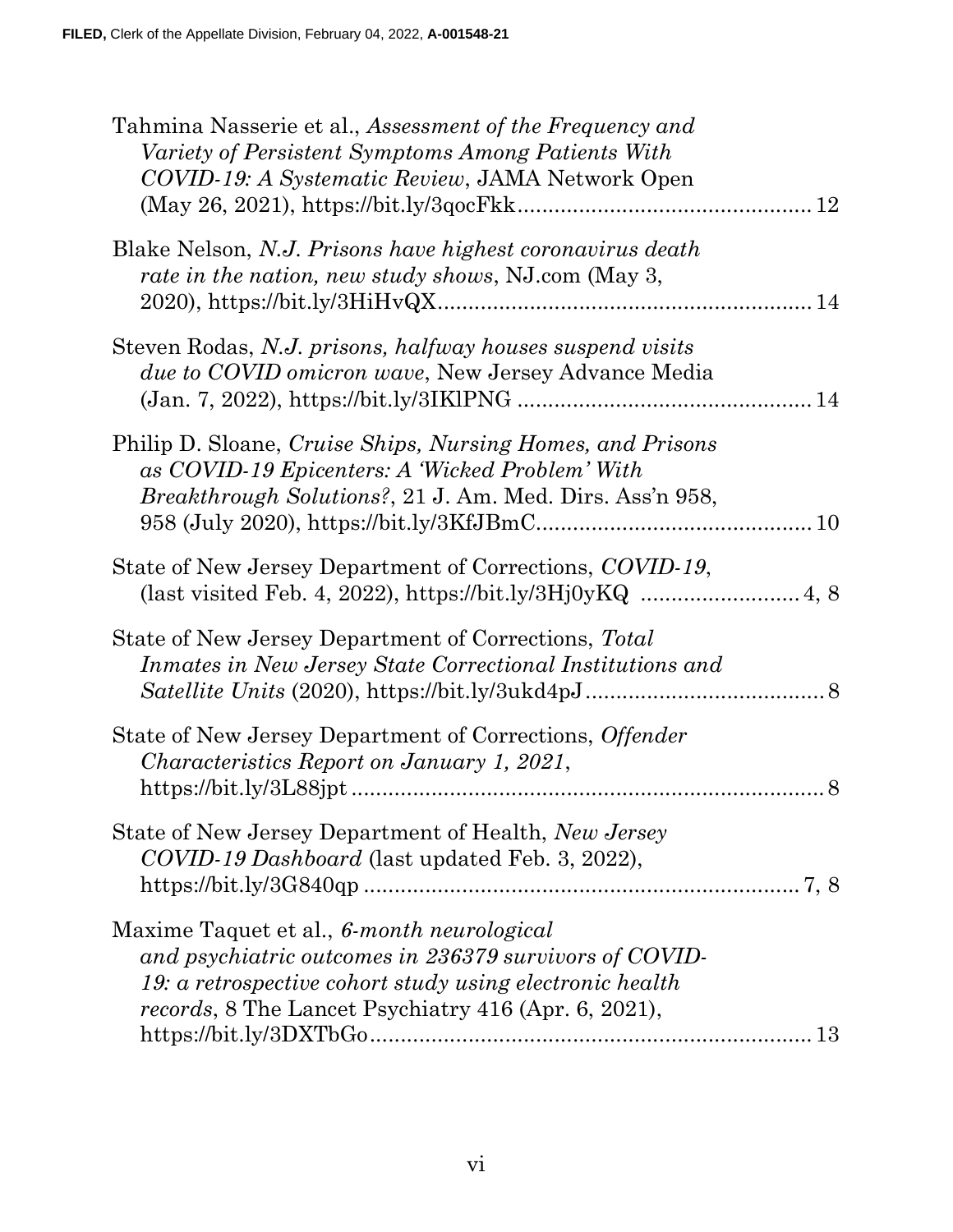Tahmina Nasserie et al., *Assessment of the Frequency and Variety of Persistent Symptoms Among Patients With COVID-19: A Systematic Review*, JAMA Network Open (May 26, 2021), https://bit.ly/3qocFkk.............................................. 12

Blake Nelson, *N.J. Prisons have highest coronavirus death rate in the nation, new study shows*, NJ.com (May 3, 2020), https://bit.ly/3HiHvQX........................................................... 14

Steven Rodas, *N.J. prisons, halfway houses suspend visits due to COVID omicron wave*, New Jersey Advance Media (Jan. 7, 2022), https://bit.ly/3IKlPNG .............................................. 14

Philip D. Sloane, *Cruise Ships, Nursing Homes, and Prisons as COVID-19 Epicenters: A 'Wicked Problem' With Breakthrough Solutions?*, 21 J. Am. Med. Dirs. Ass'n 958, 958 (July 2020), https://bit.ly/3KfJBmC............................................ 10

State of New Jersey Department of Corrections, *COVID-19*, (last visited Feb. 4, 2022), https://bit.ly/3Hj0yKQ .......................... 4, 8

State of New Jersey Department of Corrections, *Total Inmates in New Jersey State Correctional Institutions and Satellite Units* (2020), https://bit.ly/3ukd4pJ...................................... 8

State of New Jersey Department of Corrections, *Offender Characteristics Report on January 1, 2021*, https://bit.ly/3L88jpt............................................................................ 8

State of New Jersey Department of Health, *New Jersey COVID-19 Dashboard* (last updated Feb. 3, 2022), https://bit.ly/3G840qp ...................................................................... 7, 8

Maxime Taquet et al., *6-month neurological and psychiatric outcomes in 236379 survivors of COVID-19: a retrospective cohort study using electronic health records*, 8 The Lancet Psychiatry 416 (Apr. 6, 2021), https://bit.ly/3DXTbGo...................................................................... 13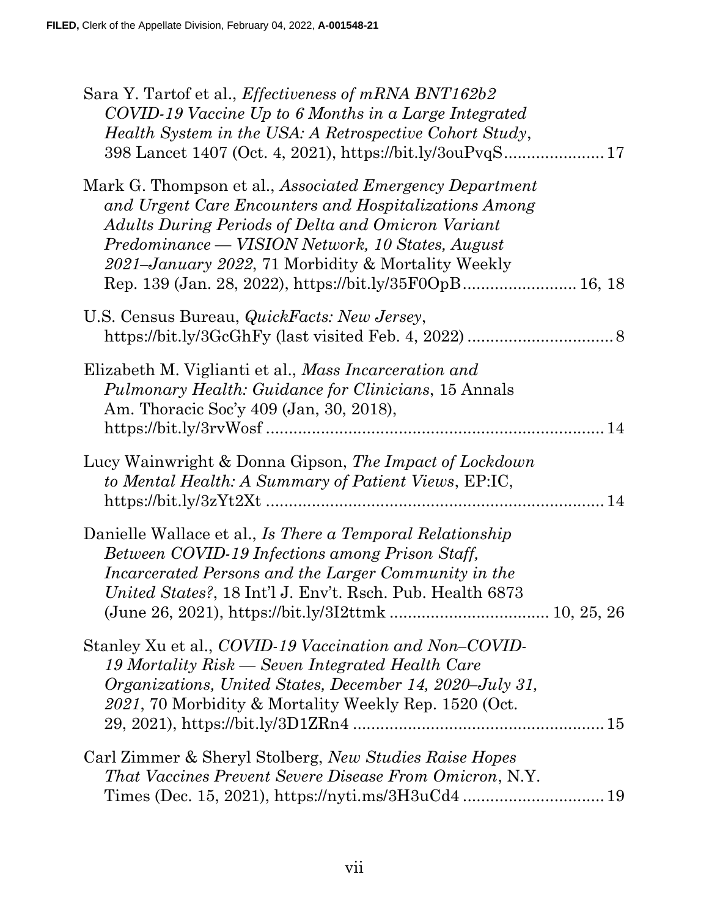Sara Y. Tartof et al., *Effectiveness of mRNA BNT162b2 COVID-19 Vaccine Up to 6 Months in a Large Integrated Health System in the USA: A Retrospective Cohort Study*, 398 Lancet 1407 (Oct. 4, 2021), https://bit.ly/3ouPvqS ..................... 17

Mark G. Thompson et al., *Associated Emergency Department and Urgent Care Encounters and Hospitalizations Among Adults During Periods of Delta and Omicron Variant Predominance — VISION Network, 10 States, August 2021–January 2022*, 71 Morbidity & Mortality Weekly Rep. 139 (Jan. 28, 2022), https://bit.ly/35F0OpB ........................ 16, 18

U.S. Census Bureau, *QuickFacts: New Jersey*, https://bit.ly/3GcGhFy (last visited Feb. 4, 2022) ............................... 8

Elizabeth M. Viglianti et al., *Mass Incarceration and Pulmonary Health: Guidance for Clinicians*, 15 Annals Am. Thoracic Soc'y 409 (Jan, 30, 2018), https://bit.ly/3rvWosf ........................................................................ 14

Lucy Wainwright & Donna Gipson, *The Impact of Lockdown to Mental Health: A Summary of Patient Views*, EP:IC, https://bit.ly/3zYt2Xt ......................................................................... 14

Danielle Wallace et al., *Is There a Temporal Relationship Between COVID-19 Infections among Prison Staff, Incarcerated Persons and the Larger Community in the United States?*, 18 Int'l J. Env't. Rsch. Pub. Health 6873 (June 26, 2021), https://bit.ly/3I2ttmk .................................. 10, 25, 26

Stanley Xu et al., *COVID-19 Vaccination and Non–COVID-19 Mortality Risk — Seven Integrated Health Care Organizations, United States, December 14, 2020–July 31, 2021*, 70 Morbidity & Mortality Weekly Rep. 1520 (Oct. 29, 2021), https://bit.ly/3D1ZRn4 ...................................................... 15

Carl Zimmer & Sheryl Stolberg, *New Studies Raise Hopes That Vaccines Prevent Severe Disease From Omicron*, N.Y. Times (Dec. 15, 2021), https://nyti.ms/3H3uCd4 .............................. 19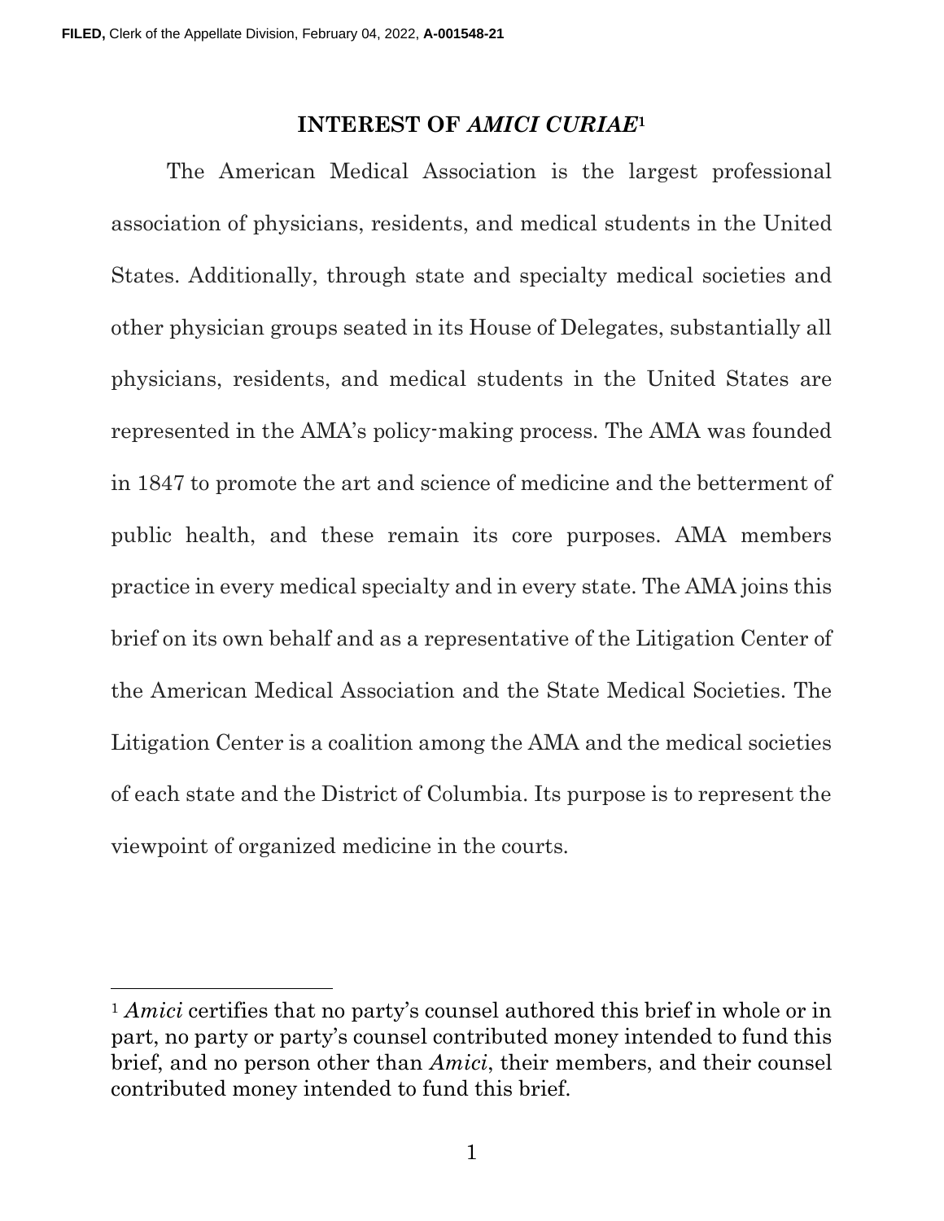## INTEREST OF *AMICI CURIAE*[1]

The American Medical Association is the largest professional association of physicians, residents, and medical students in the United States. Additionally, through state and specialty medical societies and other physician groups seated in its House of Delegates, substantially all physicians, residents, and medical students in the United States are represented in the AMA's policy-making process. The AMA was founded in 1847 to promote the art and science of medicine and the betterment of public health, and these remain its core purposes. AMA members practice in every medical specialty and in every state. The AMA joins this brief on its own behalf and as a representative of the Litigation Center of the American Medical Association and the State Medical Societies. The Litigation Center is a coalition among the AMA and the medical societies of each state and the District of Columbia. Its purpose is to represent the viewpoint of organized medicine in the courts.

---

[1] *Amici* certifies that no party's counsel authored this brief in whole or in part, no party or party's counsel contributed money intended to fund this brief, and no person other than *Amici*, their members, and their counsel contributed money intended to fund this brief.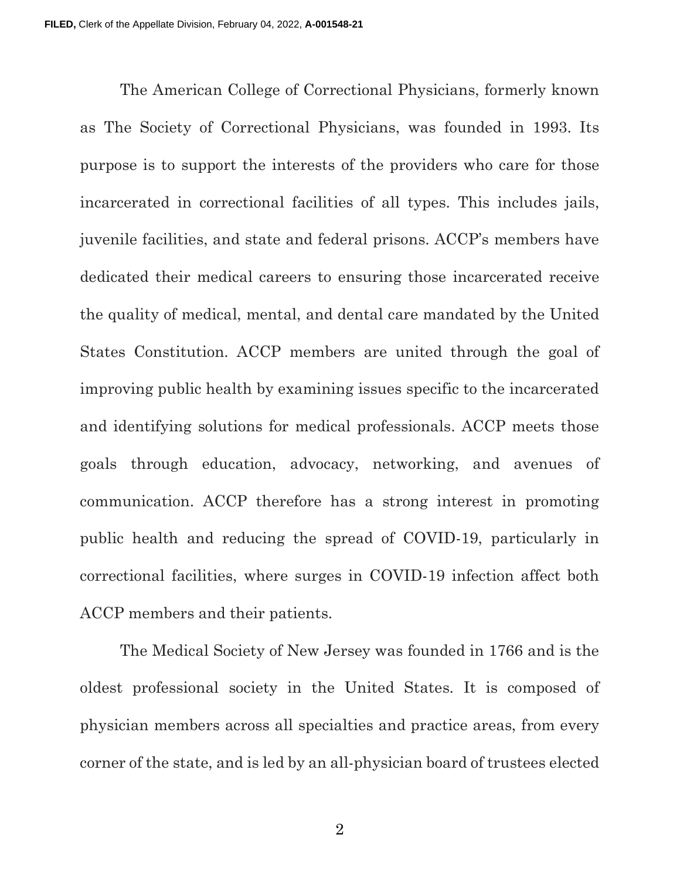The American College of Correctional Physicians, formerly known as The Society of Correctional Physicians, was founded in 1993. Its purpose is to support the interests of the providers who care for those incarcerated in correctional facilities of all types. This includes jails, juvenile facilities, and state and federal prisons. ACCP's members have dedicated their medical careers to ensuring those incarcerated receive the quality of medical, mental, and dental care mandated by the United States Constitution. ACCP members are united through the goal of improving public health by examining issues specific to the incarcerated and identifying solutions for medical professionals. ACCP meets those goals through education, advocacy, networking, and avenues of communication. ACCP therefore has a strong interest in promoting public health and reducing the spread of COVID-19, particularly in correctional facilities, where surges in COVID-19 infection affect both ACCP members and their patients.

The Medical Society of New Jersey was founded in 1766 and is the oldest professional society in the United States. It is composed of physician members across all specialties and practice areas, from every corner of the state, and is led by an all-physician board of trustees elected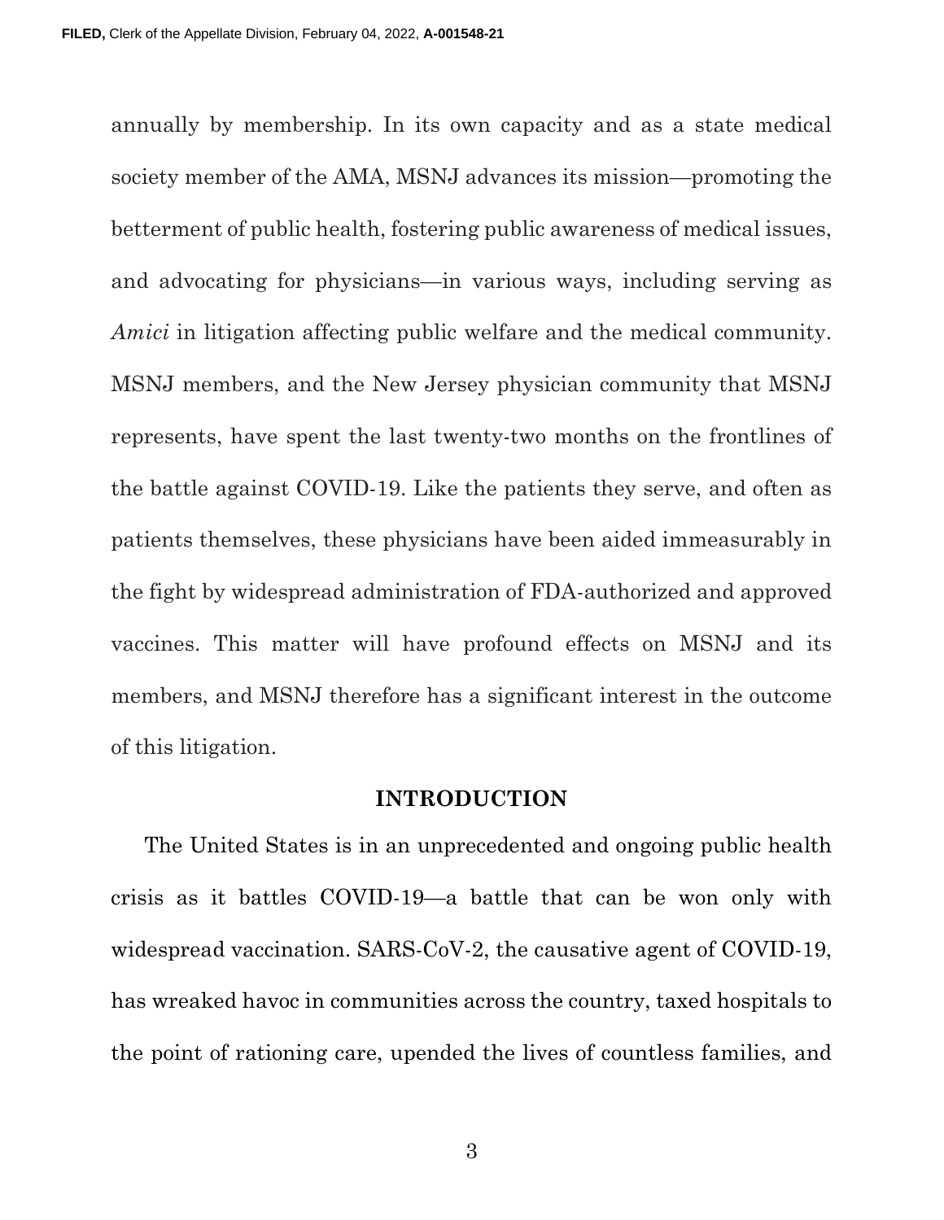annually by membership. In its own capacity and as a state medical society member of the AMA, MSNJ advances its mission—promoting the betterment of public health, fostering public awareness of medical issues, and advocating for physicians—in various ways, including serving as *Amici* in litigation affecting public welfare and the medical community. MSNJ members, and the New Jersey physician community that MSNJ represents, have spent the last twenty-two months on the frontlines of the battle against COVID-19. Like the patients they serve, and often as patients themselves, these physicians have been aided immeasurably in the fight by widespread administration of FDA-authorized and approved vaccines. This matter will have profound effects on MSNJ and its members, and MSNJ therefore has a significant interest in the outcome of this litigation.

## INTRODUCTION

The United States is in an unprecedented and ongoing public health crisis as it battles COVID-19—a battle that can be won only with widespread vaccination. SARS-CoV-2, the causative agent of COVID-19, has wreaked havoc in communities across the country, taxed hospitals to the point of rationing care, upended the lives of countless families, and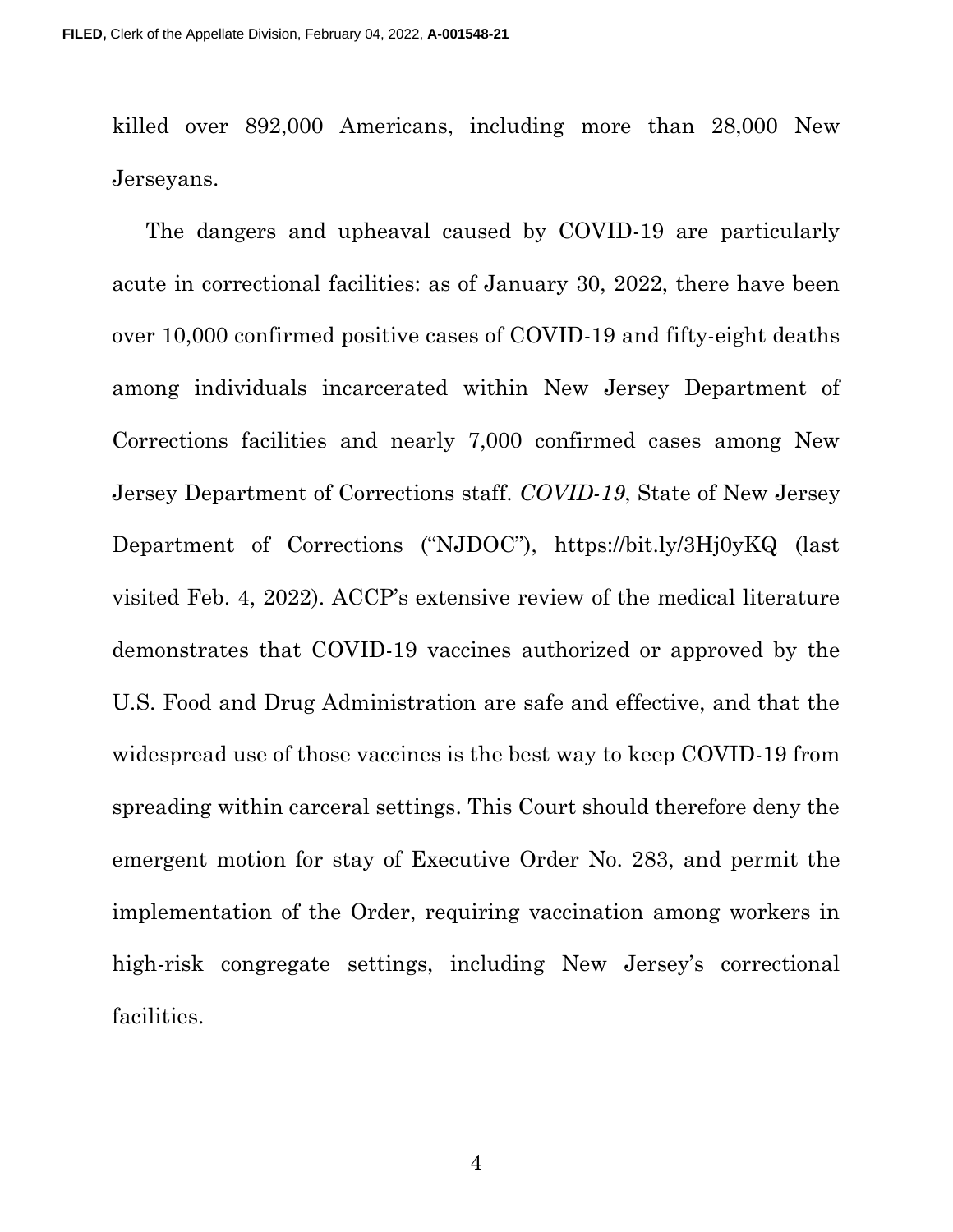killed over 892,000 Americans, including more than 28,000 New Jerseyans.

The dangers and upheaval caused by COVID-19 are particularly acute in correctional facilities: as of January 30, 2022, there have been over 10,000 confirmed positive cases of COVID-19 and fifty-eight deaths among individuals incarcerated within New Jersey Department of Corrections facilities and nearly 7,000 confirmed cases among New Jersey Department of Corrections staff. *COVID-19*, State of New Jersey Department of Corrections ("NJDOC"), https://bit.ly/3Hj0yKQ (last visited Feb. 4, 2022). ACCP's extensive review of the medical literature demonstrates that COVID-19 vaccines authorized or approved by the U.S. Food and Drug Administration are safe and effective, and that the widespread use of those vaccines is the best way to keep COVID-19 from spreading within carceral settings. This Court should therefore deny the emergent motion for stay of Executive Order No. 283, and permit the implementation of the Order, requiring vaccination among workers in high-risk congregate settings, including New Jersey's correctional facilities.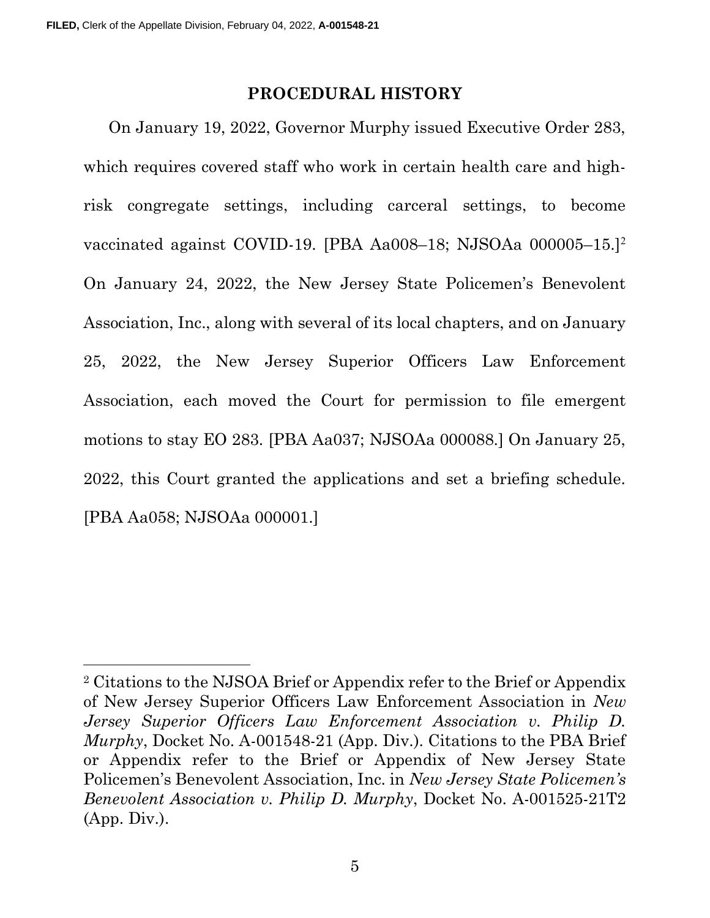## PROCEDURAL HISTORY

On January 19, 2022, Governor Murphy issued Executive Order 283, which requires covered staff who work in certain health care and high-risk congregate settings, including carceral settings, to become vaccinated against COVID-19. [PBA Aa008–18; NJSOAa 000005–15.][2] On January 24, 2022, the New Jersey State Policemen's Benevolent Association, Inc., along with several of its local chapters, and on January 25, 2022, the New Jersey Superior Officers Law Enforcement Association, each moved the Court for permission to file emergent motions to stay EO 283. [PBA Aa037; NJSOAa 000088.] On January 25, 2022, this Court granted the applications and set a briefing schedule. [PBA Aa058; NJSOAa 000001.]

---

[2] Citations to the NJSOA Brief or Appendix refer to the Brief or Appendix of New Jersey Superior Officers Law Enforcement Association in *New Jersey Superior Officers Law Enforcement Association v. Philip D. Murphy*, Docket No. A-001548-21 (App. Div.). Citations to the PBA Brief or Appendix refer to the Brief or Appendix of New Jersey State Policemen's Benevolent Association, Inc. in *New Jersey State Policemen's Benevolent Association v. Philip D. Murphy*, Docket No. A-001525-21T2 (App. Div.).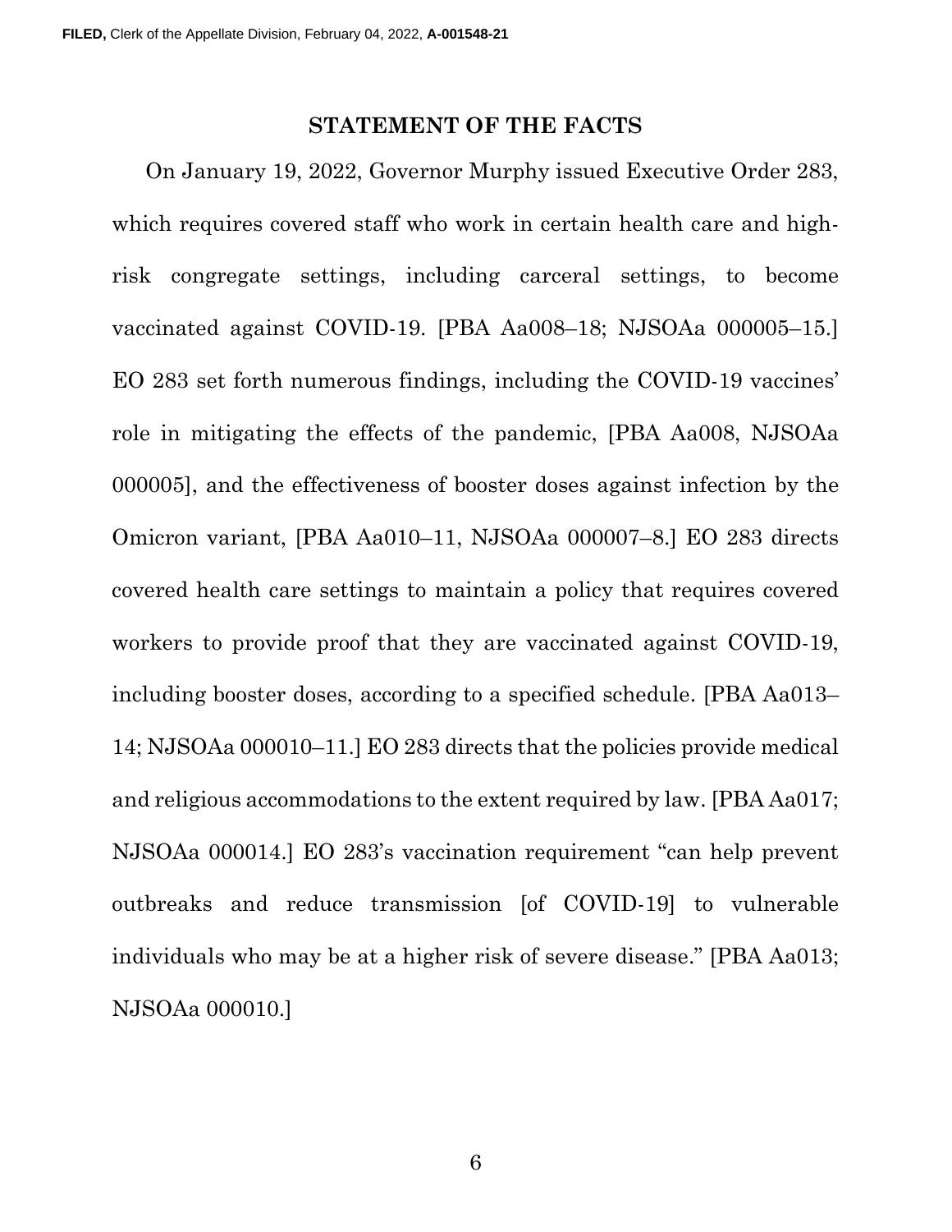## STATEMENT OF THE FACTS

On January 19, 2022, Governor Murphy issued Executive Order 283, which requires covered staff who work in certain health care and high-risk congregate settings, including carceral settings, to become vaccinated against COVID-19. [PBA Aa008–18; NJSOAa 000005–15.] EO 283 set forth numerous findings, including the COVID-19 vaccines' role in mitigating the effects of the pandemic, [PBA Aa008, NJSOAa 000005], and the effectiveness of booster doses against infection by the Omicron variant, [PBA Aa010–11, NJSOAa 000007–8.] EO 283 directs covered health care settings to maintain a policy that requires covered workers to provide proof that they are vaccinated against COVID-19, including booster doses, according to a specified schedule. [PBA Aa013–14; NJSOAa 000010–11.] EO 283 directs that the policies provide medical and religious accommodations to the extent required by law. [PBA Aa017; NJSOAa 000014.] EO 283's vaccination requirement "can help prevent outbreaks and reduce transmission [of COVID-19] to vulnerable individuals who may be at a higher risk of severe disease." [PBA Aa013; NJSOAa 000010.]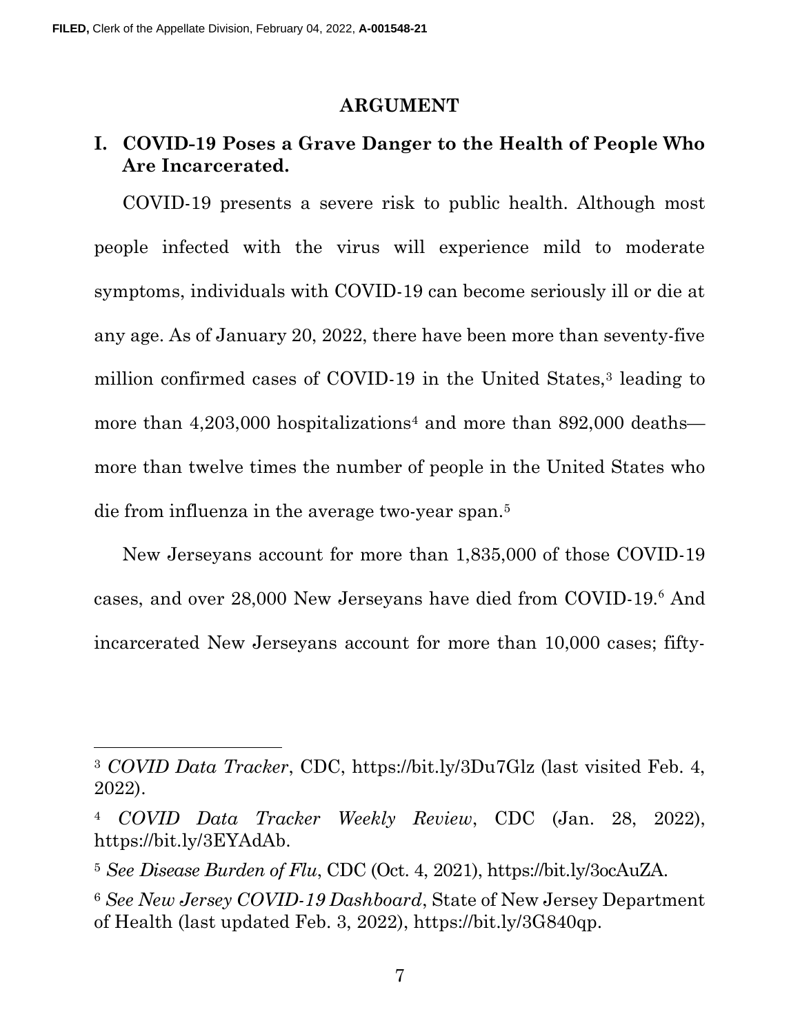## ARGUMENT

### I. COVID-19 Poses a Grave Danger to the Health of People Who Are Incarcerated.

COVID-19 presents a severe risk to public health. Although most people infected with the virus will experience mild to moderate symptoms, individuals with COVID-19 can become seriously ill or die at any age. As of January 20, 2022, there have been more than seventy-five million confirmed cases of COVID-19 in the United States,[3] leading to more than 4,203,000 hospitalizations[4] and more than 892,000 deaths—more than twelve times the number of people in the United States who die from influenza in the average two-year span.[5]

New Jerseyans account for more than 1,835,000 of those COVID-19 cases, and over 28,000 New Jerseyans have died from COVID-19.[6] And incarcerated New Jerseyans account for more than 10,000 cases; fifty-

---

[3] *COVID Data Tracker*, CDC, https://bit.ly/3Du7Glz (last visited Feb. 4, 2022).

[4] *COVID Data Tracker Weekly Review*, CDC (Jan. 28, 2022), https://bit.ly/3EYAdAb.

[5] *See Disease Burden of Flu*, CDC (Oct. 4, 2021), https://bit.ly/3ocAuZA.

[6] *See New Jersey COVID-19 Dashboard*, State of New Jersey Department of Health (last updated Feb. 3, 2022), https://bit.ly/3G840qp.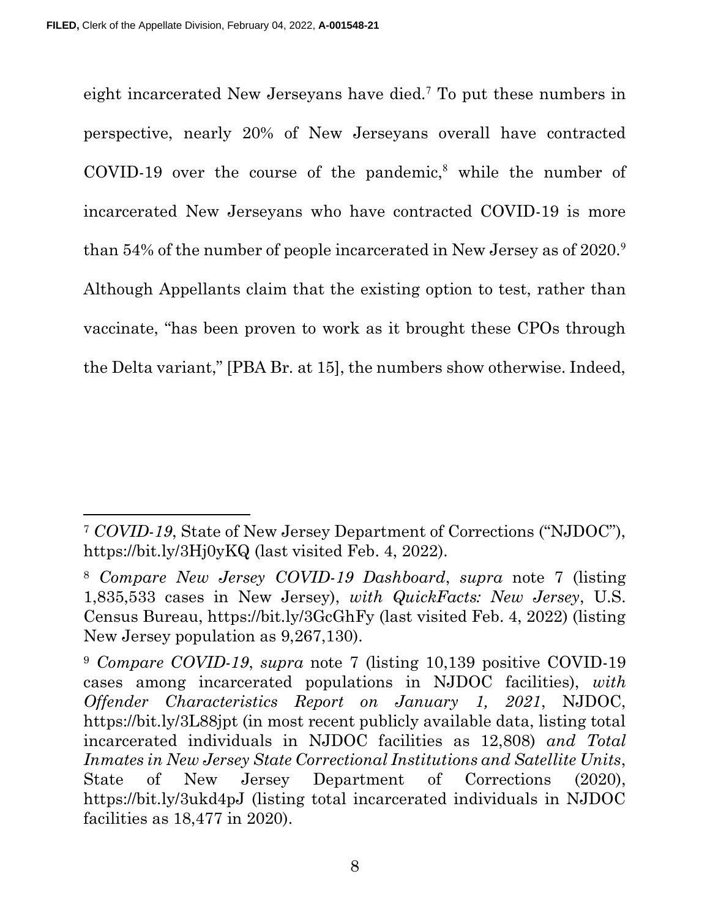eight incarcerated New Jerseyans have died.[7] To put these numbers in perspective, nearly 20% of New Jerseyans overall have contracted COVID-19 over the course of the pandemic,[8] while the number of incarcerated New Jerseyans who have contracted COVID-19 is more than 54% of the number of people incarcerated in New Jersey as of 2020.[9] Although Appellants claim that the existing option to test, rather than vaccinate, "has been proven to work as it brought these CPOs through the Delta variant," [PBA Br. at 15], the numbers show otherwise. Indeed,

---

[7] *COVID-19*, State of New Jersey Department of Corrections ("NJDOC"), https://bit.ly/3Hj0yKQ (last visited Feb. 4, 2022).

[8] *Compare New Jersey COVID-19 Dashboard*, *supra* note 7 (listing 1,835,533 cases in New Jersey), *with QuickFacts: New Jersey*, U.S. Census Bureau, https://bit.ly/3GcGhFy (last visited Feb. 4, 2022) (listing New Jersey population as 9,267,130).

[9] *Compare COVID-19*, *supra* note 7 (listing 10,139 positive COVID-19 cases among incarcerated populations in NJDOC facilities), *with Offender Characteristics Report on January 1, 2021*, NJDOC, https://bit.ly/3L88jpt (in most recent publicly available data, listing total incarcerated individuals in NJDOC facilities as 12,808) *and Total Inmates in New Jersey State Correctional Institutions and Satellite Units*, State of New Jersey Department of Corrections (2020), https://bit.ly/3ukd4pJ (listing total incarcerated individuals in NJDOC facilities as 18,477 in 2020).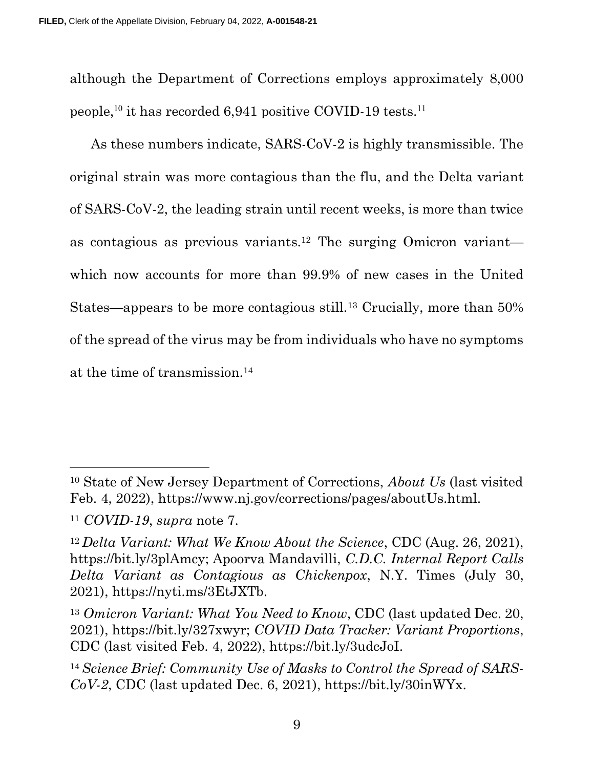although the Department of Corrections employs approximately 8,000 people,[10] it has recorded 6,941 positive COVID-19 tests.[11]

As these numbers indicate, SARS-CoV-2 is highly transmissible. The original strain was more contagious than the flu, and the Delta variant of SARS-CoV-2, the leading strain until recent weeks, is more than twice as contagious as previous variants.[12] The surging Omicron variant—which now accounts for more than 99.9% of new cases in the United States—appears to be more contagious still.[13] Crucially, more than 50% of the spread of the virus may be from individuals who have no symptoms at the time of transmission.[14]

---

[10] State of New Jersey Department of Corrections, *About Us* (last visited Feb. 4, 2022), https://www.nj.gov/corrections/pages/aboutUs.html.

[11] *COVID-19*, *supra* note 7.

[12] *Delta Variant: What We Know About the Science*, CDC (Aug. 26, 2021), https://bit.ly/3plAmcy; Apoorva Mandavilli, *C.D.C. Internal Report Calls Delta Variant as Contagious as Chickenpox*, N.Y. Times (July 30, 2021), https://nyti.ms/3EtJXTb.

[13] *Omicron Variant: What You Need to Know*, CDC (last updated Dec. 20, 2021), https://bit.ly/327xwyr; *COVID Data Tracker: Variant Proportions*, CDC (last visited Feb. 4, 2022), https://bit.ly/3udcJoI.

[14] *Science Brief: Community Use of Masks to Control the Spread of SARS-CoV-2*, CDC (last updated Dec. 6, 2021), https://bit.ly/30inWYx.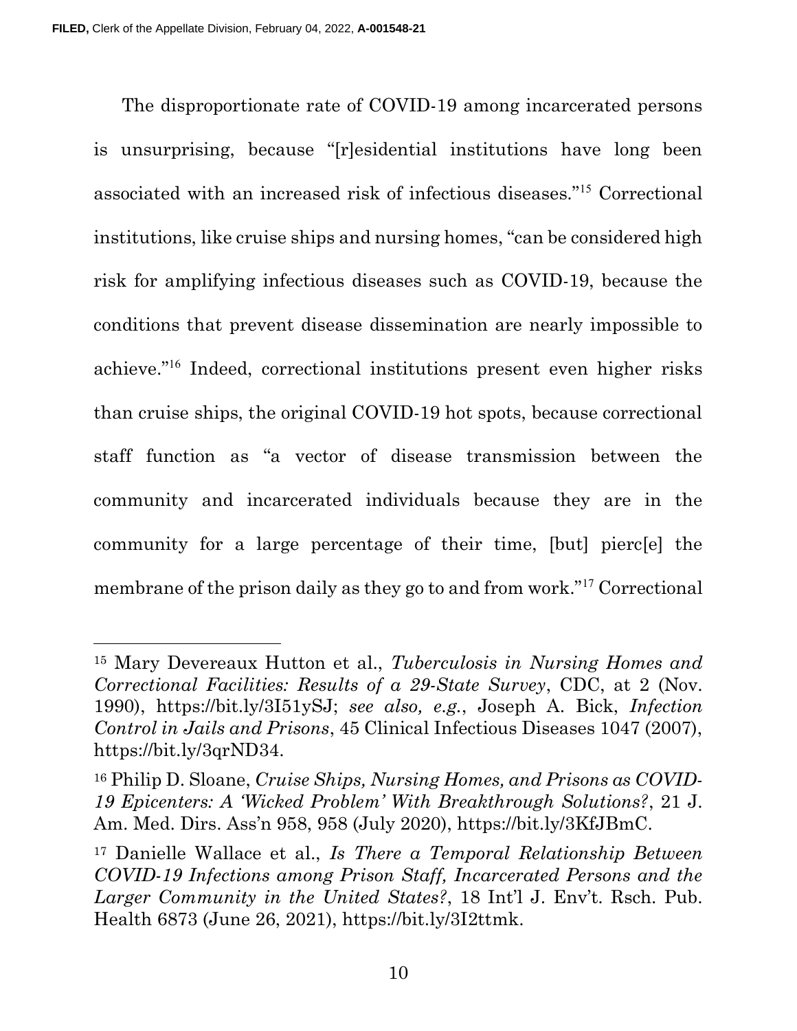The disproportionate rate of COVID-19 among incarcerated persons is unsurprising, because "[r]esidential institutions have long been associated with an increased risk of infectious diseases."[15] Correctional institutions, like cruise ships and nursing homes, "can be considered high risk for amplifying infectious diseases such as COVID-19, because the conditions that prevent disease dissemination are nearly impossible to achieve."[16] Indeed, correctional institutions present even higher risks than cruise ships, the original COVID-19 hot spots, because correctional staff function as "a vector of disease transmission between the community and incarcerated individuals because they are in the community for a large percentage of their time, [but] pierc[e] the membrane of the prison daily as they go to and from work."[17] Correctional

---

[15] Mary Devereaux Hutton et al., *Tuberculosis in Nursing Homes and Correctional Facilities: Results of a 29-State Survey*, CDC, at 2 (Nov. 1990), https://bit.ly/3I51ySJ; *see also, e.g.*, Joseph A. Bick, *Infection Control in Jails and Prisons*, 45 Clinical Infectious Diseases 1047 (2007), https://bit.ly/3qrND34.

[16] Philip D. Sloane, *Cruise Ships, Nursing Homes, and Prisons as COVID-19 Epicenters: A 'Wicked Problem' With Breakthrough Solutions?*, 21 J. Am. Med. Dirs. Ass'n 958, 958 (July 2020), https://bit.ly/3KfJBmC.

[17] Danielle Wallace et al., *Is There a Temporal Relationship Between COVID-19 Infections among Prison Staff, Incarcerated Persons and the Larger Community in the United States?*, 18 Int'l J. Env't. Rsch. Pub. Health 6873 (June 26, 2021), https://bit.ly/3I2ttmk.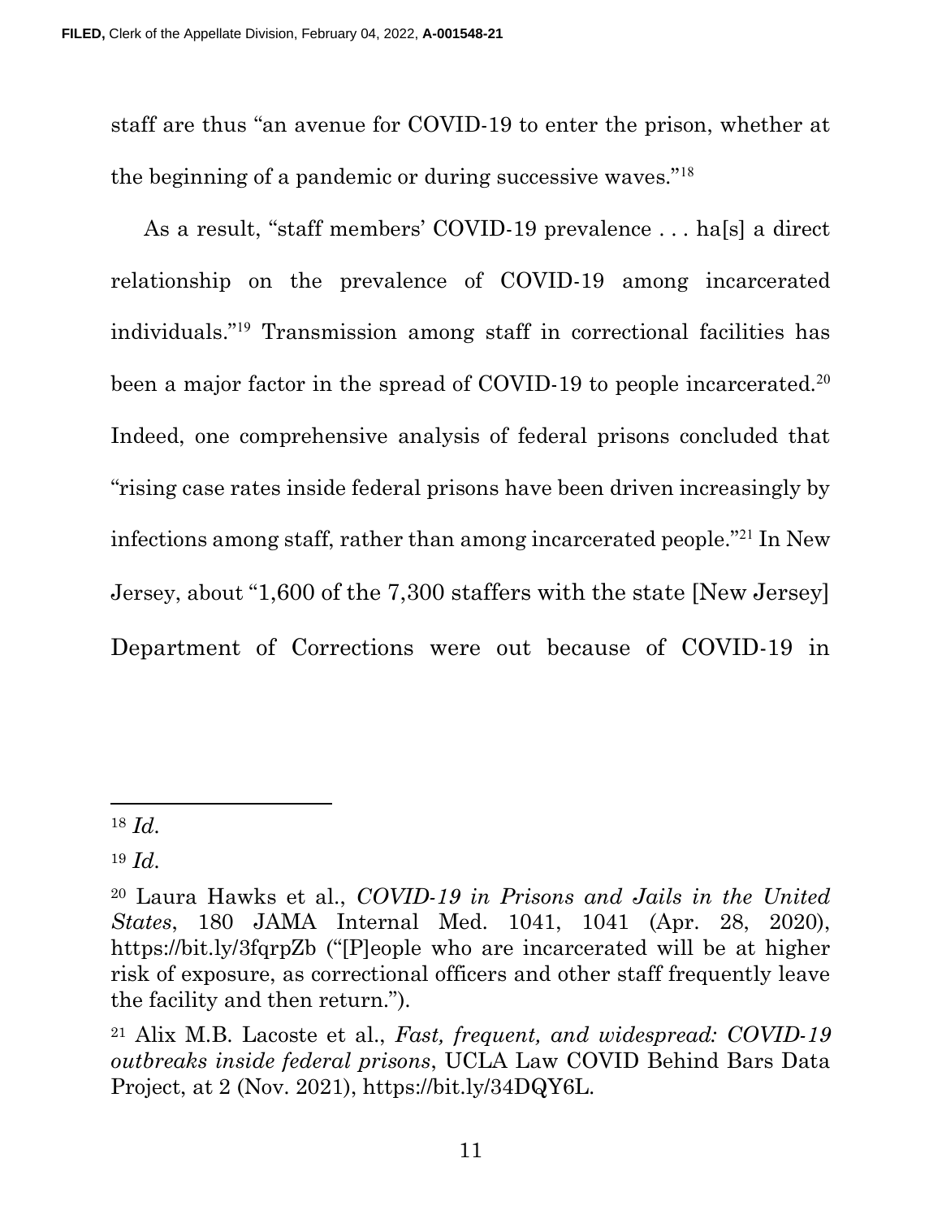staff are thus "an avenue for COVID-19 to enter the prison, whether at the beginning of a pandemic or during successive waves."[18]

As a result, "staff members' COVID-19 prevalence . . . ha[s] a direct relationship on the prevalence of COVID-19 among incarcerated individuals."[19] Transmission among staff in correctional facilities has been a major factor in the spread of COVID-19 to people incarcerated.[20] Indeed, one comprehensive analysis of federal prisons concluded that "rising case rates inside federal prisons have been driven increasingly by infections among staff, rather than among incarcerated people."[21] In New Jersey, about "1,600 of the 7,300 staffers with the state [New Jersey] Department of Corrections were out because of COVID-19 in

---

[18] *Id.*

[19] *Id.*

[20] Laura Hawks et al., *COVID-19 in Prisons and Jails in the United States*, 180 JAMA Internal Med. 1041, 1041 (Apr. 28, 2020), https://bit.ly/3fqrpZb ("[P]eople who are incarcerated will be at higher risk of exposure, as correctional officers and other staff frequently leave the facility and then return.").

[21] Alix M.B. Lacoste et al., *Fast, frequent, and widespread: COVID-19 outbreaks inside federal prisons*, UCLA Law COVID Behind Bars Data Project, at 2 (Nov. 2021), https://bit.ly/34DQY6L.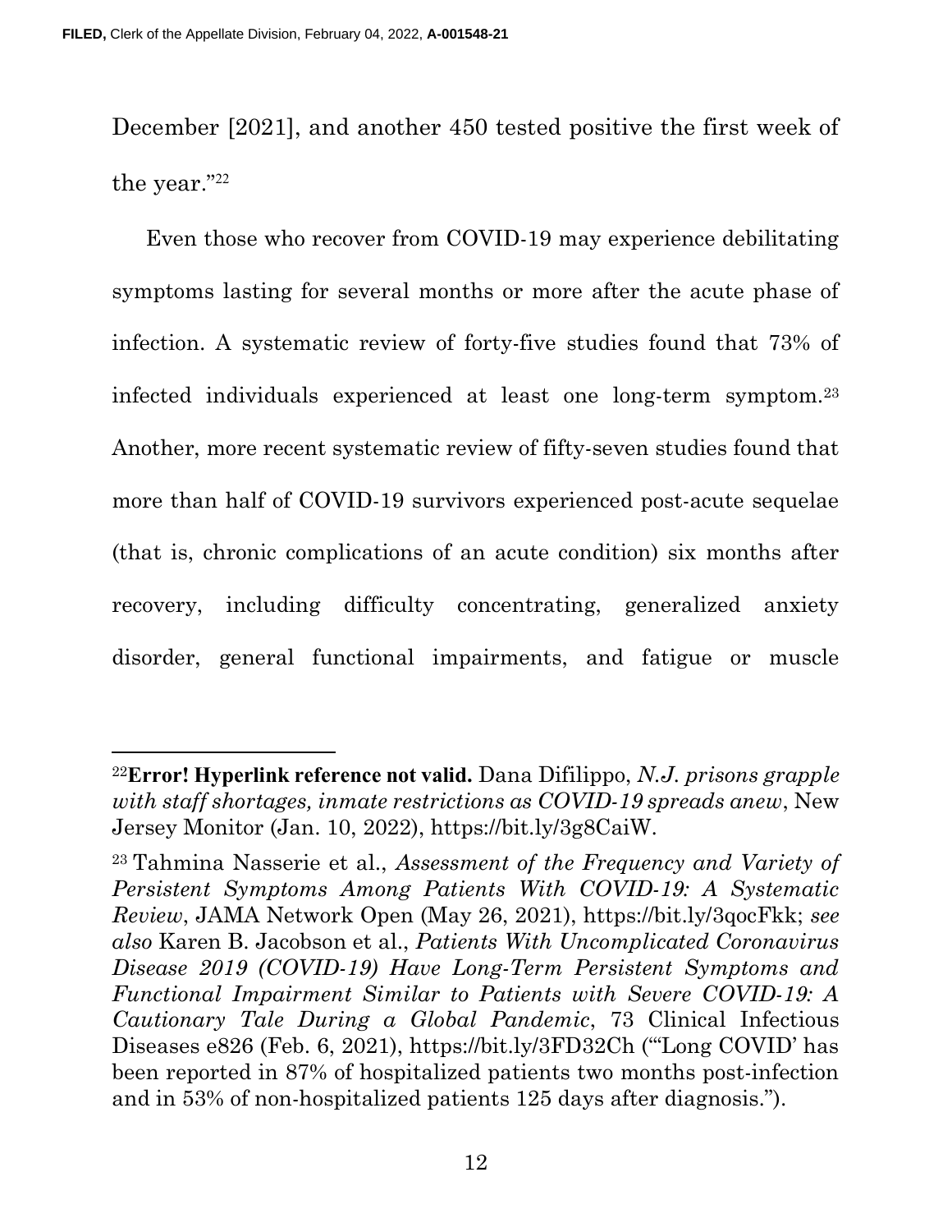December [2021], and another 450 tested positive the first week of the year."[22]

Even those who recover from COVID-19 may experience debilitating symptoms lasting for several months or more after the acute phase of infection. A systematic review of forty-five studies found that 73% of infected individuals experienced at least one long-term symptom.[23] Another, more recent systematic review of fifty-seven studies found that more than half of COVID-19 survivors experienced post-acute sequelae (that is, chronic complications of an acute condition) six months after recovery, including difficulty concentrating, generalized anxiety disorder, general functional impairments, and fatigue or muscle

---

[22]**Error! Hyperlink reference not valid.** Dana Difilippo, *N.J. prisons grapple with staff shortages, inmate restrictions as COVID-19 spreads anew*, New Jersey Monitor (Jan. 10, 2022), https://bit.ly/3g8CaiW.

[23] Tahmina Nasserie et al., *Assessment of the Frequency and Variety of Persistent Symptoms Among Patients With COVID-19: A Systematic Review*, JAMA Network Open (May 26, 2021), https://bit.ly/3qocFkk; *see also* Karen B. Jacobson et al., *Patients With Uncomplicated Coronavirus Disease 2019 (COVID-19) Have Long-Term Persistent Symptoms and Functional Impairment Similar to Patients with Severe COVID-19: A Cautionary Tale During a Global Pandemic*, 73 Clinical Infectious Diseases e826 (Feb. 6, 2021), https://bit.ly/3FD32Ch ("'Long COVID' has been reported in 87% of hospitalized patients two months post-infection and in 53% of non-hospitalized patients 125 days after diagnosis.").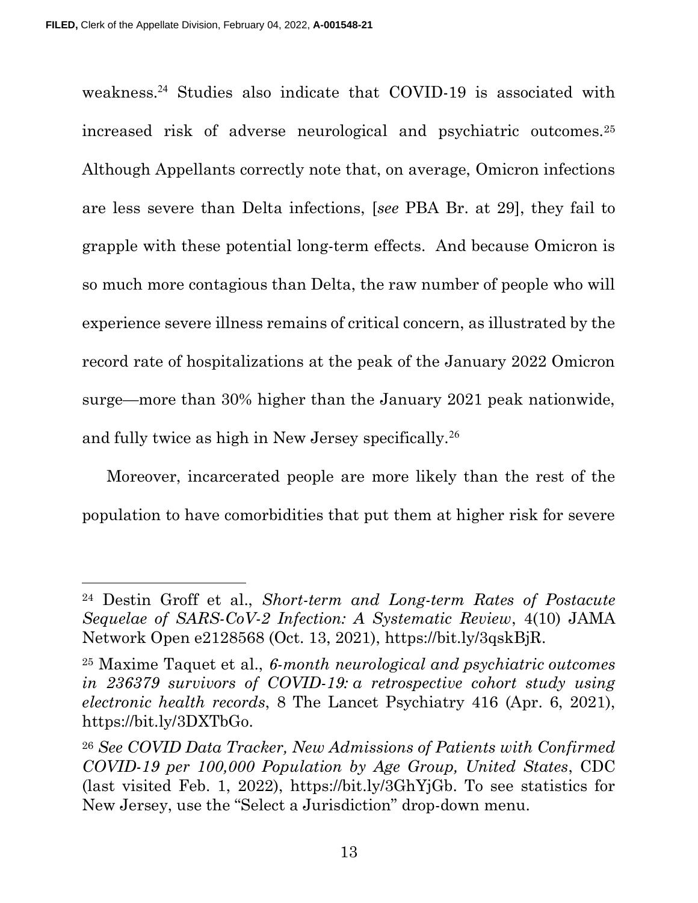weakness.[24] Studies also indicate that COVID-19 is associated with increased risk of adverse neurological and psychiatric outcomes.[25] Although Appellants correctly note that, on average, Omicron infections are less severe than Delta infections, [*see* PBA Br. at 29], they fail to grapple with these potential long-term effects. And because Omicron is so much more contagious than Delta, the raw number of people who will experience severe illness remains of critical concern, as illustrated by the record rate of hospitalizations at the peak of the January 2022 Omicron surge—more than 30% higher than the January 2021 peak nationwide, and fully twice as high in New Jersey specifically.[26]

Moreover, incarcerated people are more likely than the rest of the population to have comorbidities that put them at higher risk for severe

---

[24] Destin Groff et al., *Short-term and Long-term Rates of Postacute Sequelae of SARS-CoV-2 Infection: A Systematic Review*, 4(10) JAMA Network Open e2128568 (Oct. 13, 2021), https://bit.ly/3qskBjR.

[25] Maxime Taquet et al., *6-month neurological and psychiatric outcomes in 236379 survivors of COVID-19: a retrospective cohort study using electronic health records*, 8 The Lancet Psychiatry 416 (Apr. 6, 2021), https://bit.ly/3DXTbGo.

[26] *See COVID Data Tracker, New Admissions of Patients with Confirmed COVID-19 per 100,000 Population by Age Group, United States*, CDC (last visited Feb. 1, 2022), https://bit.ly/3GhYjGb. To see statistics for New Jersey, use the "Select a Jurisdiction" drop-down menu.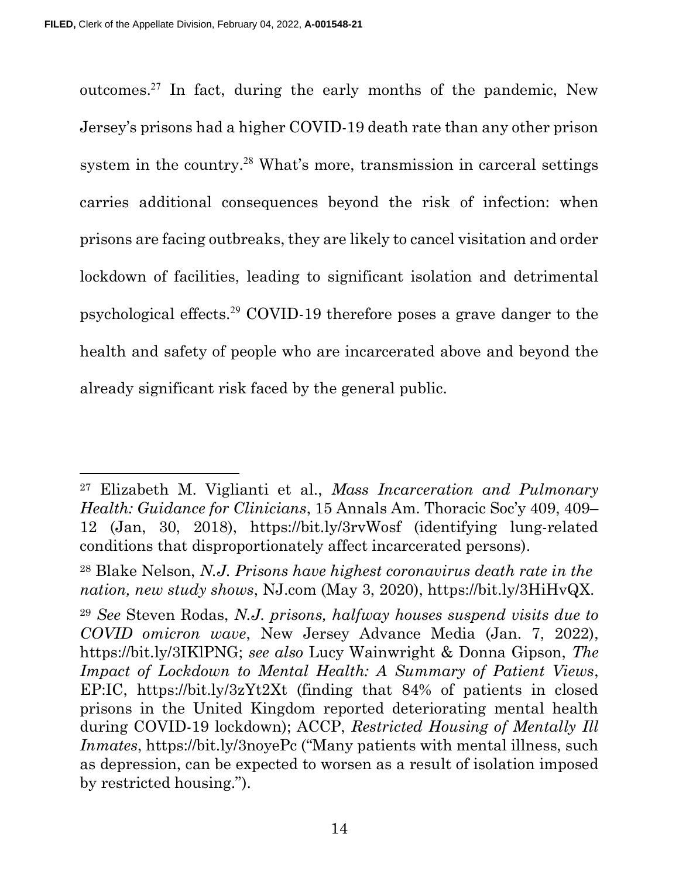outcomes.[27] In fact, during the early months of the pandemic, New Jersey's prisons had a higher COVID-19 death rate than any other prison system in the country.[28] What's more, transmission in carceral settings carries additional consequences beyond the risk of infection: when prisons are facing outbreaks, they are likely to cancel visitation and order lockdown of facilities, leading to significant isolation and detrimental psychological effects.[29] COVID-19 therefore poses a grave danger to the health and safety of people who are incarcerated above and beyond the already significant risk faced by the general public.

---

[27] Elizabeth M. Viglianti et al., *Mass Incarceration and Pulmonary Health: Guidance for Clinicians*, 15 Annals Am. Thoracic Soc'y 409, 409–12 (Jan, 30, 2018), https://bit.ly/3rvWosf (identifying lung-related conditions that disproportionately affect incarcerated persons).

[28] Blake Nelson, *N.J. Prisons have highest coronavirus death rate in the nation, new study shows*, NJ.com (May 3, 2020), https://bit.ly/3HiHvQX.

[29] *See* Steven Rodas, *N.J. prisons, halfway houses suspend visits due to COVID omicron wave*, New Jersey Advance Media (Jan. 7, 2022), https://bit.ly/3IKlPNG; *see also* Lucy Wainwright & Donna Gipson, *The Impact of Lockdown to Mental Health: A Summary of Patient Views*, EP:IC, https://bit.ly/3zYt2Xt (finding that 84% of patients in closed prisons in the United Kingdom reported deteriorating mental health during COVID-19 lockdown); ACCP, *Restricted Housing of Mentally Ill Inmates*, https://bit.ly/3noyePc ("Many patients with mental illness, such as depression, can be expected to worsen as a result of isolation imposed by restricted housing.").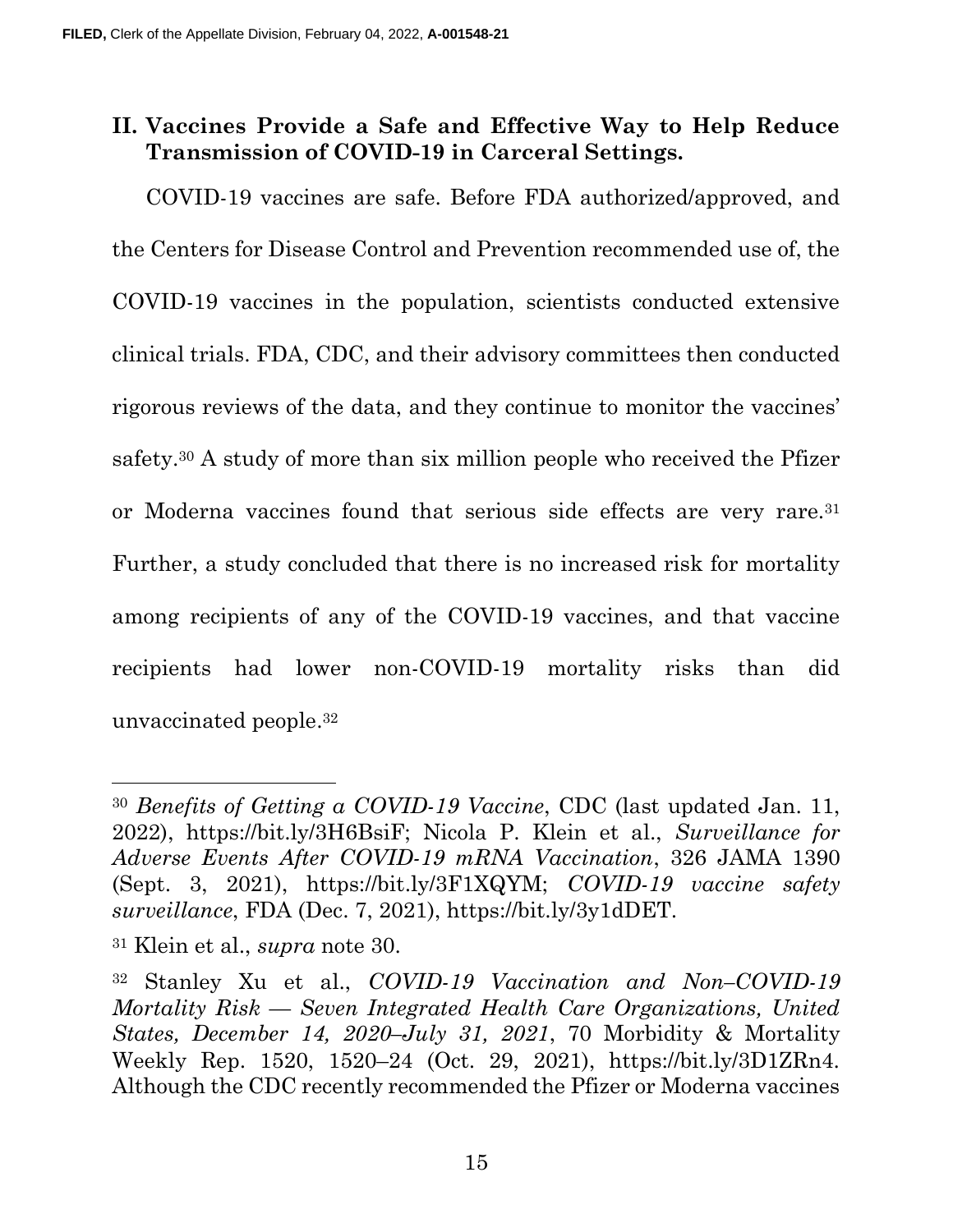## II. Vaccines Provide a Safe and Effective Way to Help Reduce Transmission of COVID-19 in Carceral Settings.

COVID-19 vaccines are safe. Before FDA authorized/approved, and the Centers for Disease Control and Prevention recommended use of, the COVID-19 vaccines in the population, scientists conducted extensive clinical trials. FDA, CDC, and their advisory committees then conducted rigorous reviews of the data, and they continue to monitor the vaccines' safety.[30] A study of more than six million people who received the Pfizer or Moderna vaccines found that serious side effects are very rare.[31] Further, a study concluded that there is no increased risk for mortality among recipients of any of the COVID-19 vaccines, and that vaccine recipients had lower non-COVID-19 mortality risks than did unvaccinated people.[32]

---

[30] *Benefits of Getting a COVID-19 Vaccine*, CDC (last updated Jan. 11, 2022), https://bit.ly/3H6BsiF; Nicola P. Klein et al., *Surveillance for Adverse Events After COVID-19 mRNA Vaccination*, 326 JAMA 1390 (Sept. 3, 2021), https://bit.ly/3F1XQYM; *COVID-19 vaccine safety surveillance*, FDA (Dec. 7, 2021), https://bit.ly/3y1dDET.

[31] Klein et al., *supra* note 30.

[32] Stanley Xu et al., *COVID-19 Vaccination and Non–COVID-19 Mortality Risk — Seven Integrated Health Care Organizations, United States, December 14, 2020–July 31, 2021*, 70 Morbidity & Mortality Weekly Rep. 1520, 1520–24 (Oct. 29, 2021), https://bit.ly/3D1ZRn4. Although the CDC recently recommended the Pfizer or Moderna vaccines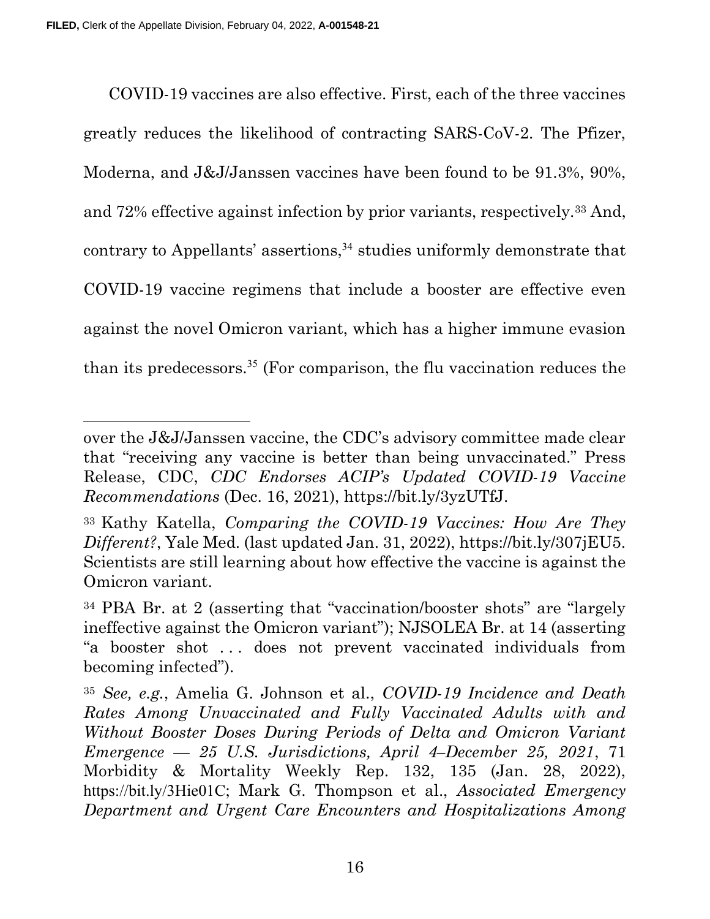COVID-19 vaccines are also effective. First, each of the three vaccines greatly reduces the likelihood of contracting SARS-CoV-2. The Pfizer, Moderna, and J&J/Janssen vaccines have been found to be 91.3%, 90%, and 72% effective against infection by prior variants, respectively.[33] And, contrary to Appellants' assertions,[34] studies uniformly demonstrate that COVID-19 vaccine regimens that include a booster are effective even against the novel Omicron variant, which has a higher immune evasion than its predecessors.[35] (For comparison, the flu vaccination reduces the

---

over the J&J/Janssen vaccine, the CDC's advisory committee made clear that "receiving any vaccine is better than being unvaccinated." Press Release, CDC, *CDC Endorses ACIP's Updated COVID-19 Vaccine Recommendations* (Dec. 16, 2021), https://bit.ly/3yzUTfJ.

[33] Kathy Katella, *Comparing the COVID-19 Vaccines: How Are They Different?*, Yale Med. (last updated Jan. 31, 2022), https://bit.ly/307jEU5. Scientists are still learning about how effective the vaccine is against the Omicron variant.

[34] PBA Br. at 2 (asserting that "vaccination/booster shots" are "largely ineffective against the Omicron variant"); NJSOLEA Br. at 14 (asserting "a booster shot . . . does not prevent vaccinated individuals from becoming infected").

[35] *See, e.g.*, Amelia G. Johnson et al., *COVID-19 Incidence and Death Rates Among Unvaccinated and Fully Vaccinated Adults with and Without Booster Doses During Periods of Delta and Omicron Variant Emergence — 25 U.S. Jurisdictions, April 4–December 25, 2021*, 71 Morbidity & Mortality Weekly Rep. 132, 135 (Jan. 28, 2022), https://bit.ly/3Hie01C; Mark G. Thompson et al., *Associated Emergency Department and Urgent Care Encounters and Hospitalizations Among*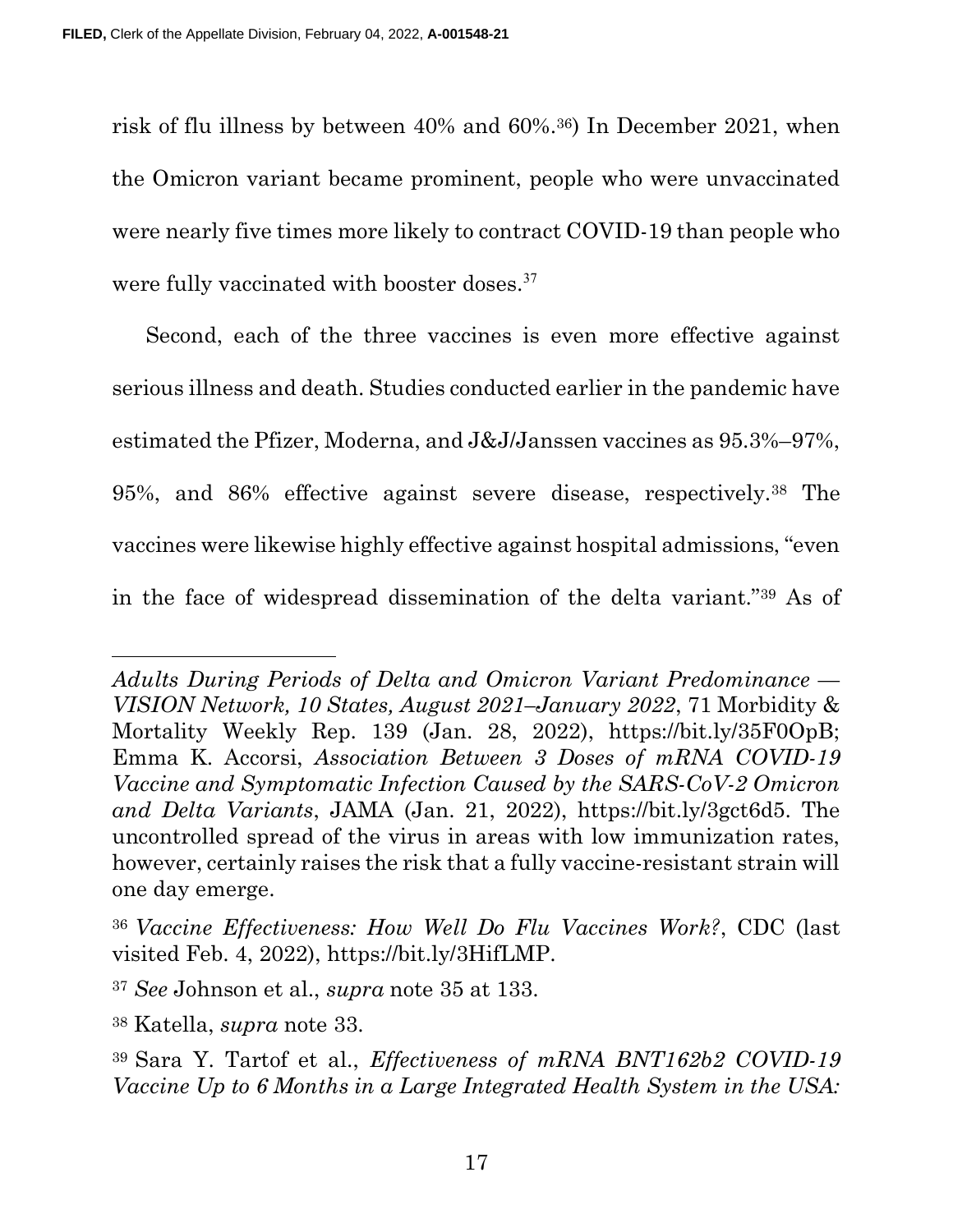risk of flu illness by between 40% and 60%.[36]) In December 2021, when the Omicron variant became prominent, people who were unvaccinated were nearly five times more likely to contract COVID-19 than people who were fully vaccinated with booster doses.[37]

Second, each of the three vaccines is even more effective against serious illness and death. Studies conducted earlier in the pandemic have estimated the Pfizer, Moderna, and J&J/Janssen vaccines as 95.3%–97%, 95%, and 86% effective against severe disease, respectively.[38] The vaccines were likewise highly effective against hospital admissions, "even in the face of widespread dissemination of the delta variant."[39] As of

---

*Adults During Periods of Delta and Omicron Variant Predominance — VISION Network, 10 States, August 2021–January 2022*, 71 Morbidity & Mortality Weekly Rep. 139 (Jan. 28, 2022), https://bit.ly/35F0OpB; Emma K. Accorsi, *Association Between 3 Doses of mRNA COVID-19 Vaccine and Symptomatic Infection Caused by the SARS-CoV-2 Omicron and Delta Variants*, JAMA (Jan. 21, 2022), https://bit.ly/3gct6d5. The uncontrolled spread of the virus in areas with low immunization rates, however, certainly raises the risk that a fully vaccine-resistant strain will one day emerge.

[36] *Vaccine Effectiveness: How Well Do Flu Vaccines Work?*, CDC (last visited Feb. 4, 2022), https://bit.ly/3HifLMP.

[37] *See* Johnson et al., *supra* note 35 at 133.

[38] Katella, *supra* note 33.

[39] Sara Y. Tartof et al., *Effectiveness of mRNA BNT162b2 COVID-19 Vaccine Up to 6 Months in a Large Integrated Health System in the USA:*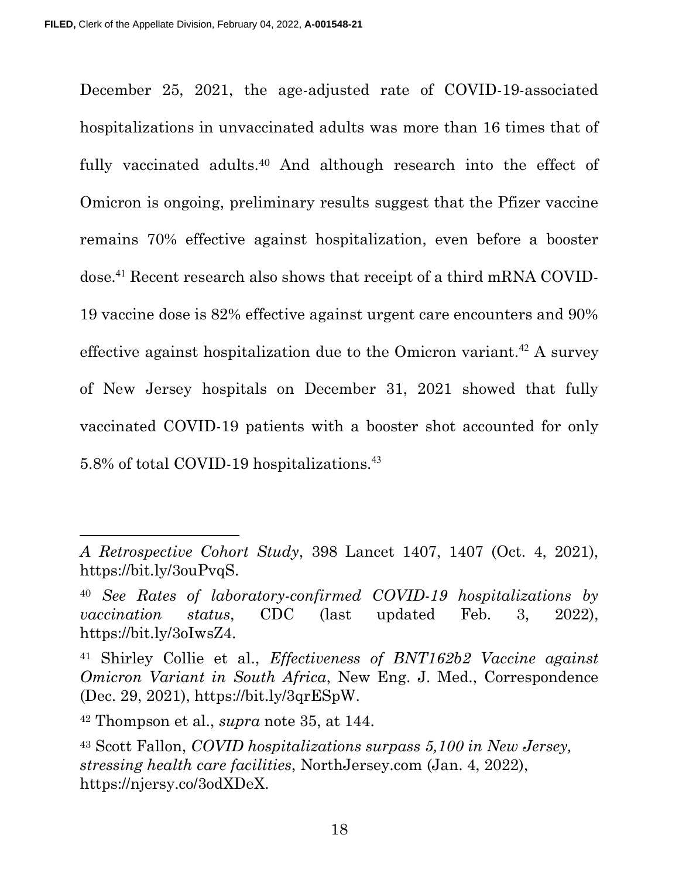December 25, 2021, the age-adjusted rate of COVID-19-associated hospitalizations in unvaccinated adults was more than 16 times that of fully vaccinated adults.[40] And although research into the effect of Omicron is ongoing, preliminary results suggest that the Pfizer vaccine remains 70% effective against hospitalization, even before a booster dose.[41] Recent research also shows that receipt of a third mRNA COVID-19 vaccine dose is 82% effective against urgent care encounters and 90% effective against hospitalization due to the Omicron variant.[42] A survey of New Jersey hospitals on December 31, 2021 showed that fully vaccinated COVID-19 patients with a booster shot accounted for only 5.8% of total COVID-19 hospitalizations.[43]

---

*A Retrospective Cohort Study*, 398 Lancet 1407, 1407 (Oct. 4, 2021), https://bit.ly/3ouPvqS.

[40] *See Rates of laboratory-confirmed COVID-19 hospitalizations by vaccination status*, CDC (last updated Feb. 3, 2022), https://bit.ly/3oIwsZ4.

[41] Shirley Collie et al., *Effectiveness of BNT162b2 Vaccine against Omicron Variant in South Africa*, New Eng. J. Med., Correspondence (Dec. 29, 2021), https://bit.ly/3qrESpW.

[42] Thompson et al., *supra* note 35, at 144.

[43] Scott Fallon, *COVID hospitalizations surpass 5,100 in New Jersey, stressing health care facilities*, NorthJersey.com (Jan. 4, 2022), https://njersy.co/3odXDeX.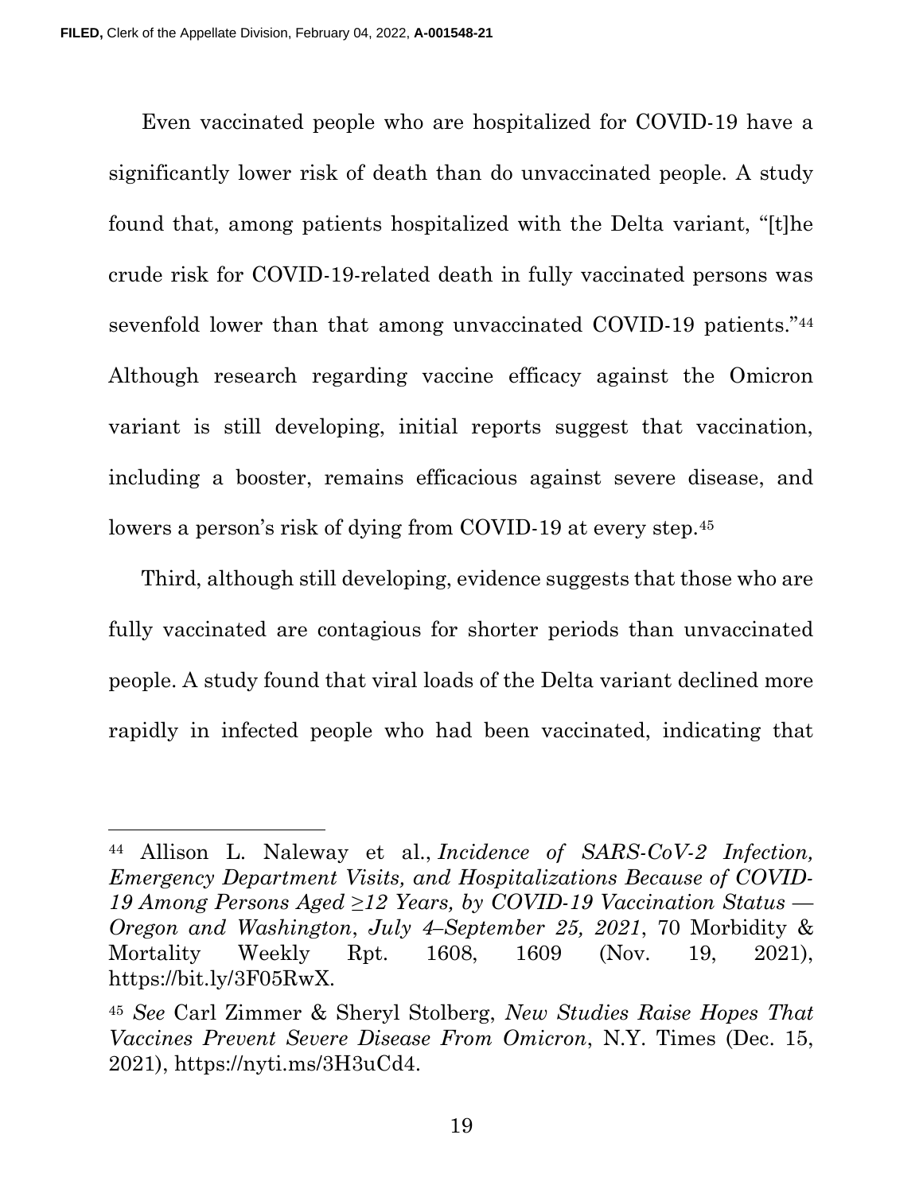Even vaccinated people who are hospitalized for COVID-19 have a significantly lower risk of death than do unvaccinated people. A study found that, among patients hospitalized with the Delta variant, "[t]he crude risk for COVID-19-related death in fully vaccinated persons was sevenfold lower than that among unvaccinated COVID-19 patients."[44] Although research regarding vaccine efficacy against the Omicron variant is still developing, initial reports suggest that vaccination, including a booster, remains efficacious against severe disease, and lowers a person's risk of dying from COVID-19 at every step.[45]

Third, although still developing, evidence suggests that those who are fully vaccinated are contagious for shorter periods than unvaccinated people. A study found that viral loads of the Delta variant declined more rapidly in infected people who had been vaccinated, indicating that

---

[44] Allison L. Naleway et al., *Incidence of SARS-CoV-2 Infection, Emergency Department Visits, and Hospitalizations Because of COVID-19 Among Persons Aged ≥12 Years, by COVID-19 Vaccination Status — Oregon and Washington, July 4–September 25, 2021*, 70 Morbidity & Mortality Weekly Rpt. 1608, 1609 (Nov. 19, 2021), https://bit.ly/3F05RwX.

[45] *See* Carl Zimmer & Sheryl Stolberg, *New Studies Raise Hopes That Vaccines Prevent Severe Disease From Omicron*, N.Y. Times (Dec. 15, 2021), https://nyti.ms/3H3uCd4.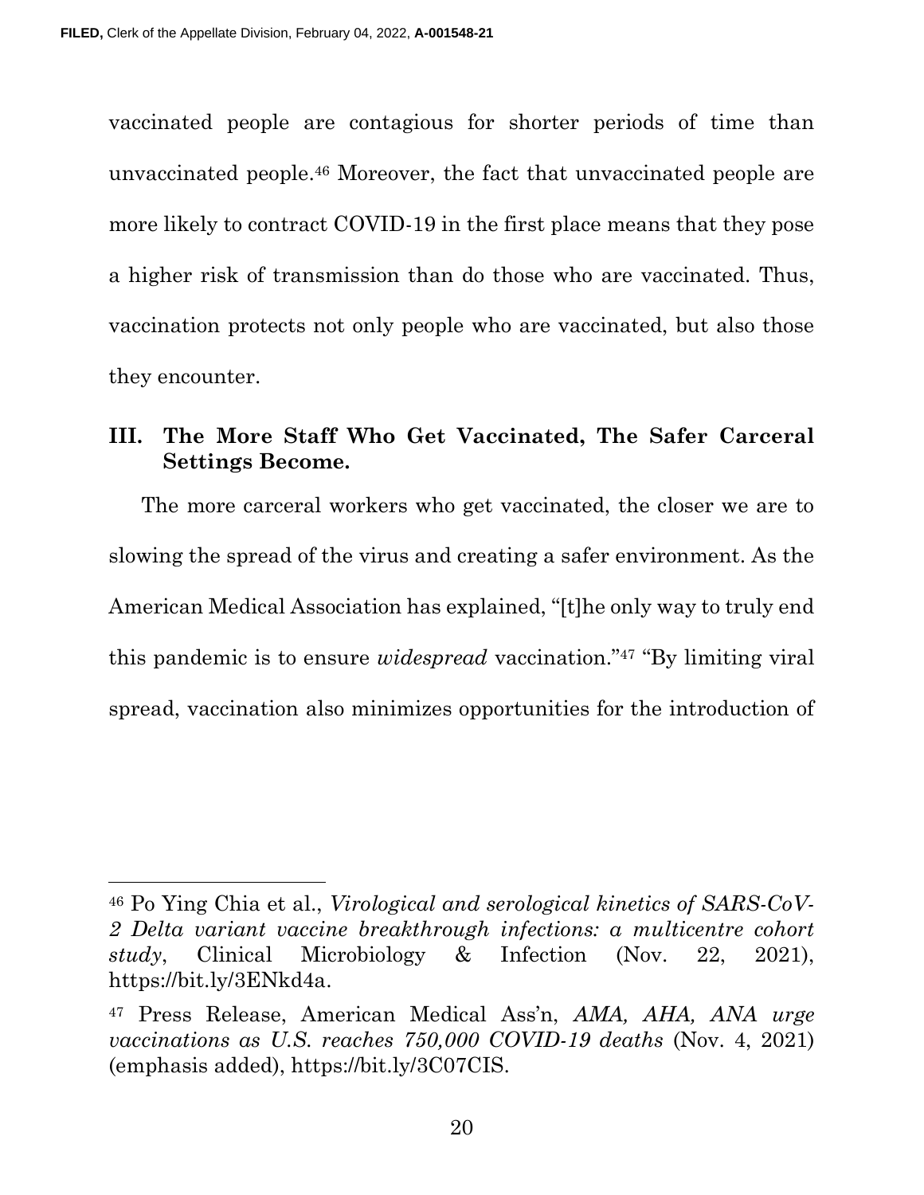vaccinated people are contagious for shorter periods of time than unvaccinated people.[46] Moreover, the fact that unvaccinated people are more likely to contract COVID-19 in the first place means that they pose a higher risk of transmission than do those who are vaccinated. Thus, vaccination protects not only people who are vaccinated, but also those they encounter.

## III. The More Staff Who Get Vaccinated, The Safer Carceral Settings Become.

The more carceral workers who get vaccinated, the closer we are to slowing the spread of the virus and creating a safer environment. As the American Medical Association has explained, "[t]he only way to truly end this pandemic is to ensure *widespread* vaccination."[47] "By limiting viral spread, vaccination also minimizes opportunities for the introduction of

---

[46] Po Ying Chia et al., *Virological and serological kinetics of SARS-CoV-2 Delta variant vaccine breakthrough infections: a multicentre cohort study*, Clinical Microbiology & Infection (Nov. 22, 2021), https://bit.ly/3ENkd4a.

[47] Press Release, American Medical Ass'n, *AMA, AHA, ANA urge vaccinations as U.S. reaches 750,000 COVID-19 deaths* (Nov. 4, 2021) (emphasis added), https://bit.ly/3C07CIS.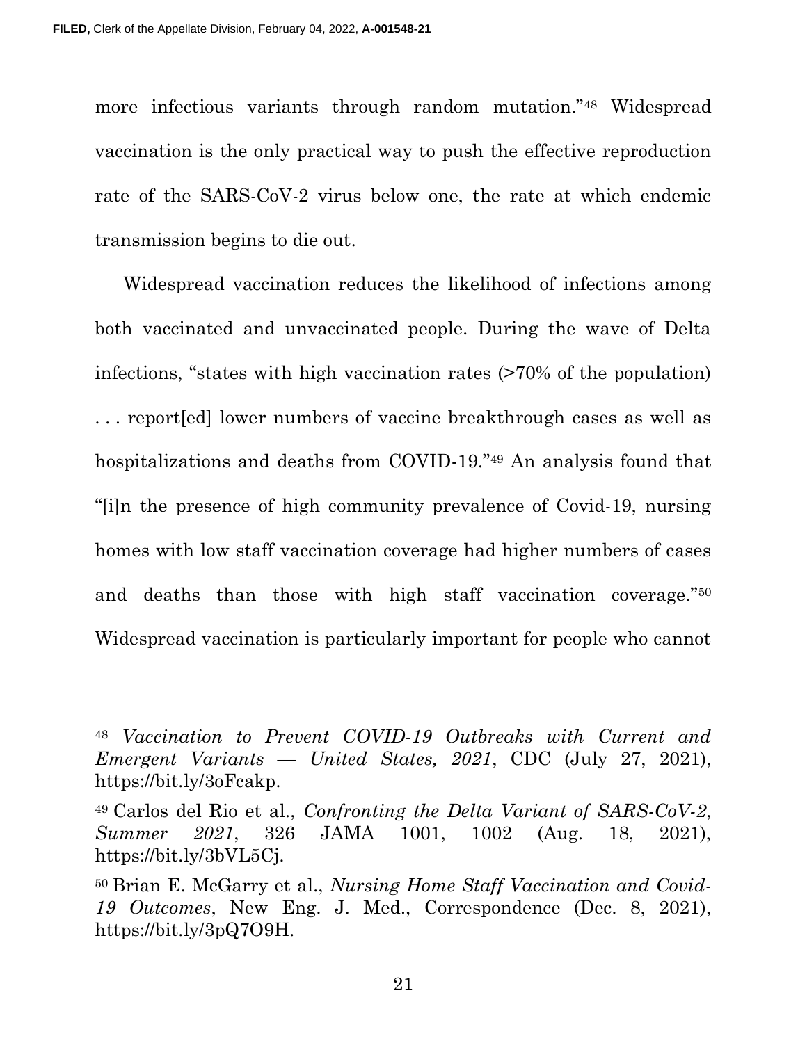more infectious variants through random mutation."[48] Widespread vaccination is the only practical way to push the effective reproduction rate of the SARS-CoV-2 virus below one, the rate at which endemic transmission begins to die out.

Widespread vaccination reduces the likelihood of infections among both vaccinated and unvaccinated people. During the wave of Delta infections, "states with high vaccination rates (>70% of the population) . . . report[ed] lower numbers of vaccine breakthrough cases as well as hospitalizations and deaths from COVID-19."[49] An analysis found that "[i]n the presence of high community prevalence of Covid-19, nursing homes with low staff vaccination coverage had higher numbers of cases and deaths than those with high staff vaccination coverage."[50] Widespread vaccination is particularly important for people who cannot

---

[48] *Vaccination to Prevent COVID-19 Outbreaks with Current and Emergent Variants — United States, 2021*, CDC (July 27, 2021), https://bit.ly/3oFcakp.

[49] Carlos del Rio et al., *Confronting the Delta Variant of SARS-CoV-2, Summer 2021*, 326 JAMA 1001, 1002 (Aug. 18, 2021), https://bit.ly/3bVL5Cj.

[50] Brian E. McGarry et al., *Nursing Home Staff Vaccination and Covid-19 Outcomes*, New Eng. J. Med., Correspondence (Dec. 8, 2021), https://bit.ly/3pQ7O9H.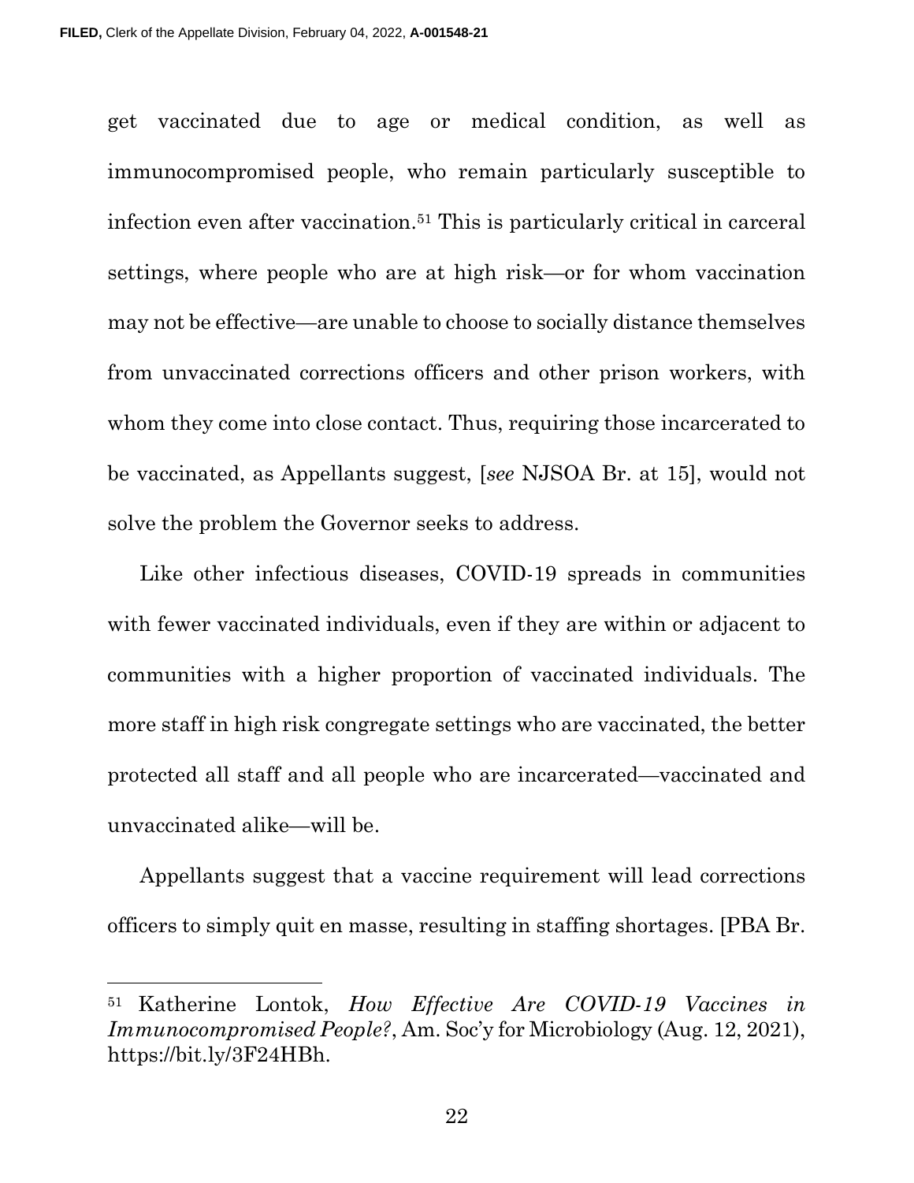get vaccinated due to age or medical condition, as well as immunocompromised people, who remain particularly susceptible to infection even after vaccination.[51] This is particularly critical in carceral settings, where people who are at high risk—or for whom vaccination may not be effective—are unable to choose to socially distance themselves from unvaccinated corrections officers and other prison workers, with whom they come into close contact. Thus, requiring those incarcerated to be vaccinated, as Appellants suggest, [*see* NJSOA Br. at 15], would not solve the problem the Governor seeks to address.

Like other infectious diseases, COVID-19 spreads in communities with fewer vaccinated individuals, even if they are within or adjacent to communities with a higher proportion of vaccinated individuals. The more staff in high risk congregate settings who are vaccinated, the better protected all staff and all people who are incarcerated—vaccinated and unvaccinated alike—will be.

Appellants suggest that a vaccine requirement will lead corrections officers to simply quit en masse, resulting in staffing shortages. [PBA Br.

---

[51] Katherine Lontok, *How Effective Are COVID-19 Vaccines in Immunocompromised People?*, Am. Soc'y for Microbiology (Aug. 12, 2021), https://bit.ly/3F24HBh.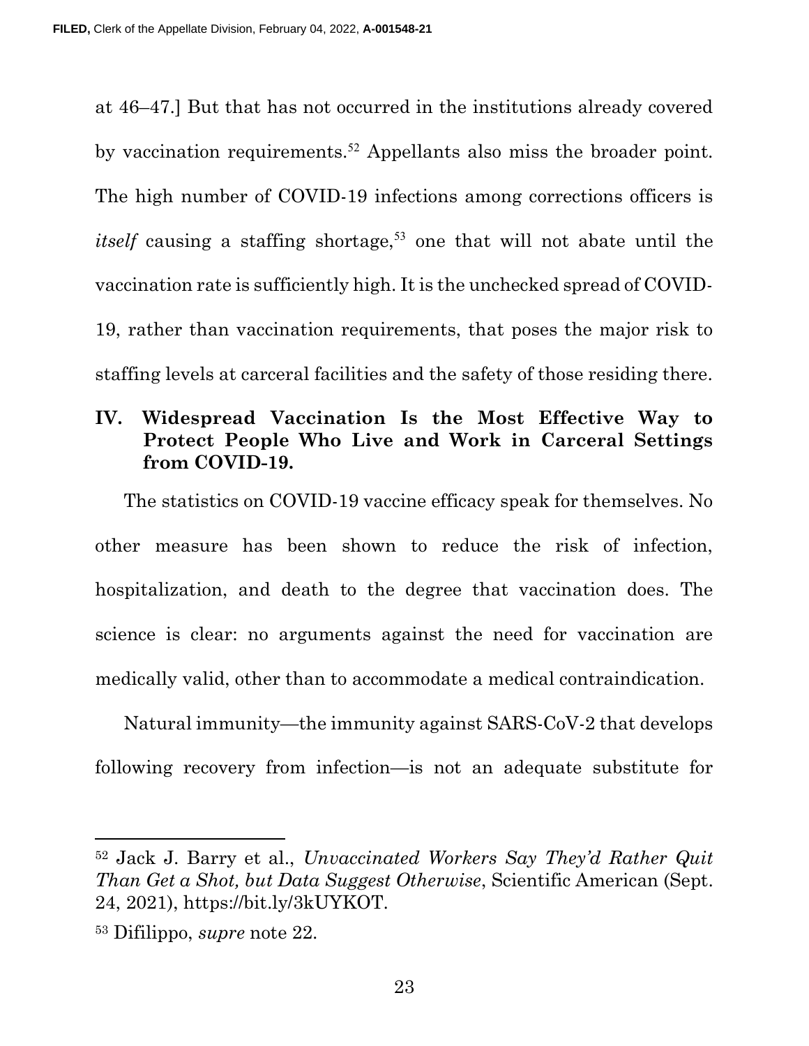at 46–47.] But that has not occurred in the institutions already covered by vaccination requirements.[52] Appellants also miss the broader point. The high number of COVID-19 infections among corrections officers is *itself* causing a staffing shortage,[53] one that will not abate until the vaccination rate is sufficiently high. It is the unchecked spread of COVID-19, rather than vaccination requirements, that poses the major risk to staffing levels at carceral facilities and the safety of those residing there.

## IV. Widespread Vaccination Is the Most Effective Way to Protect People Who Live and Work in Carceral Settings from COVID-19.

The statistics on COVID-19 vaccine efficacy speak for themselves. No other measure has been shown to reduce the risk of infection, hospitalization, and death to the degree that vaccination does. The science is clear: no arguments against the need for vaccination are medically valid, other than to accommodate a medical contraindication.

Natural immunity—the immunity against SARS-CoV-2 that develops following recovery from infection—is not an adequate substitute for

---

[52] Jack J. Barry et al., *Unvaccinated Workers Say They'd Rather Quit Than Get a Shot, but Data Suggest Otherwise*, Scientific American (Sept. 24, 2021), https://bit.ly/3kUYKOT.

[53] Difilippo, *supre* note 22.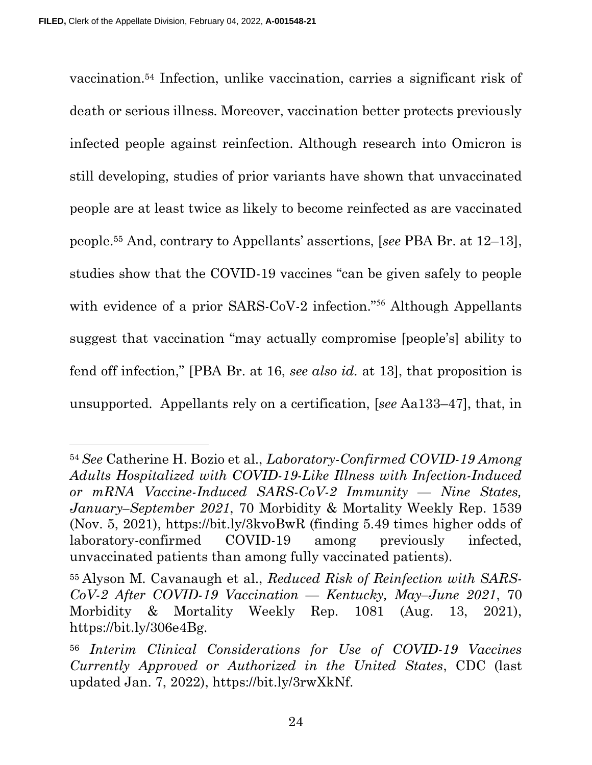vaccination.[54] Infection, unlike vaccination, carries a significant risk of death or serious illness. Moreover, vaccination better protects previously infected people against reinfection. Although research into Omicron is still developing, studies of prior variants have shown that unvaccinated people are at least twice as likely to become reinfected as are vaccinated people.[55] And, contrary to Appellants' assertions, [*see* PBA Br. at 12–13], studies show that the COVID-19 vaccines "can be given safely to people with evidence of a prior SARS-CoV-2 infection."[56] Although Appellants suggest that vaccination "may actually compromise [people's] ability to fend off infection," [PBA Br. at 16, *see also id.* at 13], that proposition is unsupported. Appellants rely on a certification, [*see* Aa133–47], that, in

---

[54] *See* Catherine H. Bozio et al., *Laboratory-Confirmed COVID-19 Among Adults Hospitalized with COVID-19-Like Illness with Infection-Induced or mRNA Vaccine-Induced SARS-CoV-2 Immunity — Nine States, January–September 2021*, 70 Morbidity & Mortality Weekly Rep. 1539 (Nov. 5, 2021), https://bit.ly/3kvoBwR (finding 5.49 times higher odds of laboratory-confirmed COVID-19 among previously infected, unvaccinated patients than among fully vaccinated patients).

[55] Alyson M. Cavanaugh et al., *Reduced Risk of Reinfection with SARS-CoV-2 After COVID-19 Vaccination — Kentucky, May–June 2021*, 70 Morbidity & Mortality Weekly Rep. 1081 (Aug. 13, 2021), https://bit.ly/306e4Bg.

[56] *Interim Clinical Considerations for Use of COVID-19 Vaccines Currently Approved or Authorized in the United States*, CDC (last updated Jan. 7, 2022), https://bit.ly/3rwXkNf.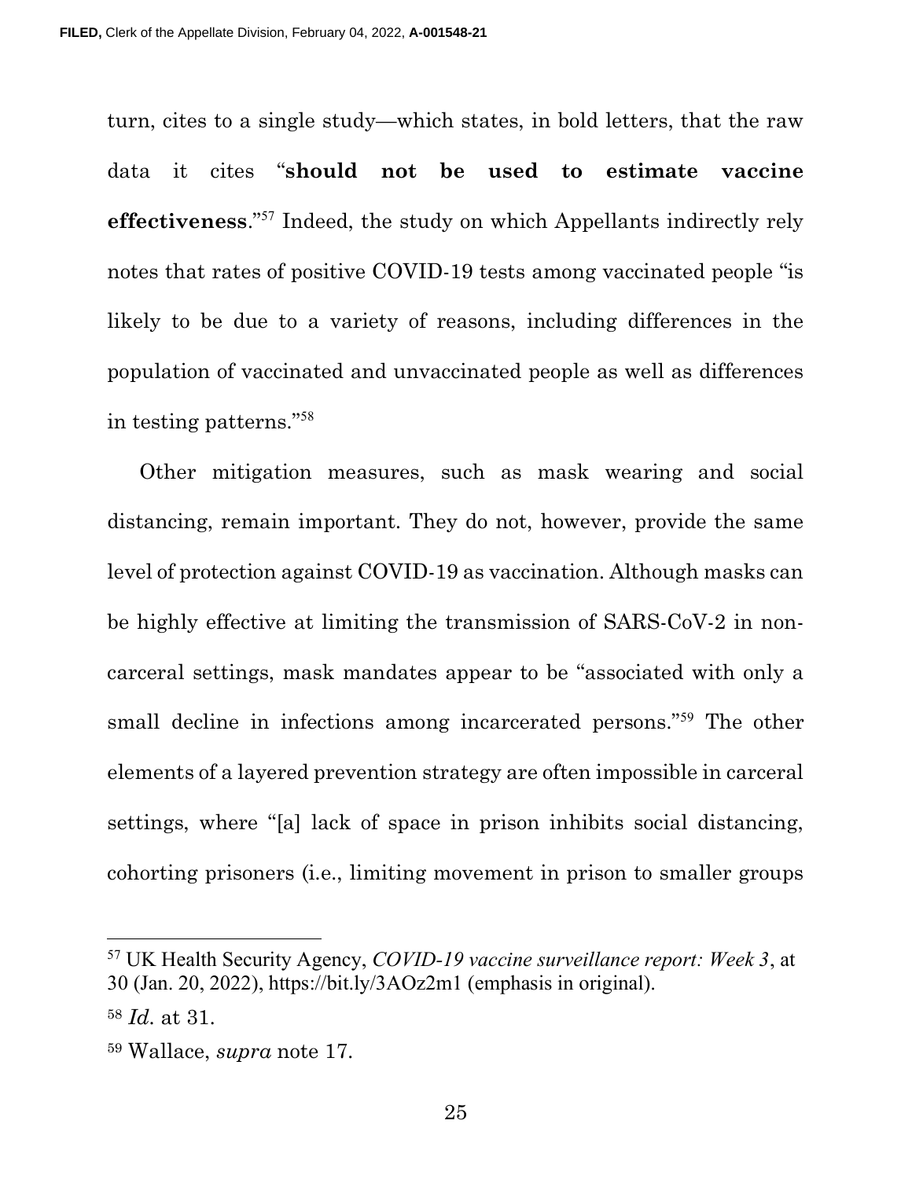turn, cites to a single study—which states, in bold letters, that the raw data it cites "**should not be used to estimate vaccine effectiveness**."[57] Indeed, the study on which Appellants indirectly rely notes that rates of positive COVID-19 tests among vaccinated people "is likely to be due to a variety of reasons, including differences in the population of vaccinated and unvaccinated people as well as differences in testing patterns."[58]

Other mitigation measures, such as mask wearing and social distancing, remain important. They do not, however, provide the same level of protection against COVID-19 as vaccination. Although masks can be highly effective at limiting the transmission of SARS-CoV-2 in non-carceral settings, mask mandates appear to be "associated with only a small decline in infections among incarcerated persons."[59] The other elements of a layered prevention strategy are often impossible in carceral settings, where "[a] lack of space in prison inhibits social distancing, cohorting prisoners (i.e., limiting movement in prison to smaller groups

---

[57] UK Health Security Agency, *COVID-19 vaccine surveillance report: Week 3*, at 30 (Jan. 20, 2022), https://bit.ly/3AOz2m1 (emphasis in original).

[58] *Id.* at 31.

[59] Wallace, *supra* note 17.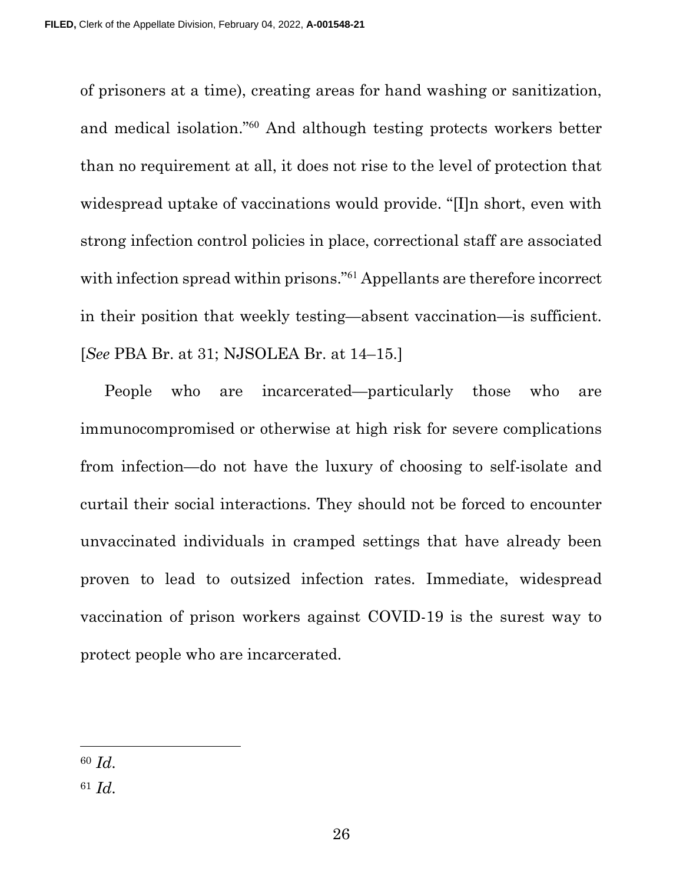of prisoners at a time), creating areas for hand washing or sanitization, and medical isolation."[60] And although testing protects workers better than no requirement at all, it does not rise to the level of protection that widespread uptake of vaccinations would provide. "[I]n short, even with strong infection control policies in place, correctional staff are associated with infection spread within prisons."[61] Appellants are therefore incorrect in their position that weekly testing—absent vaccination—is sufficient. [*See* PBA Br. at 31; NJSOLEA Br. at 14–15.]

People who are incarcerated—particularly those who are immunocompromised or otherwise at high risk for severe complications from infection—do not have the luxury of choosing to self-isolate and curtail their social interactions. They should not be forced to encounter unvaccinated individuals in cramped settings that have already been proven to lead to outsized infection rates. Immediate, widespread vaccination of prison workers against COVID-19 is the surest way to protect people who are incarcerated.

---

[60] *Id.*

[61] *Id.*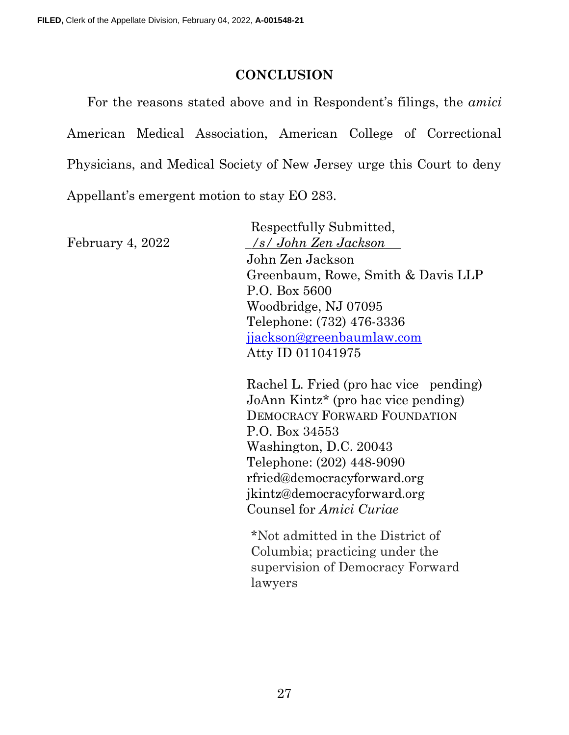## CONCLUSION

For the reasons stated above and in Respondent's filings, the *amici* American Medical Association, American College of Correctional Physicians, and Medical Society of New Jersey urge this Court to deny Appellant's emergent motion to stay EO 283.

February 4, 2022

Respectfully Submitted,
*/s/ John Zen Jackson*
John Zen Jackson
Greenbaum, Rowe, Smith & Davis LLP
P.O. Box 5600
Woodbridge, NJ 07095
Telephone: (732) 476-3336
jjackson@greenbaumlaw.com
Atty ID 011041975

Rachel L. Fried (pro hac vice pending)
JoAnn Kintz* (pro hac vice pending)
DEMOCRACY FORWARD FOUNDATION
P.O. Box 34553
Washington, D.C. 20043
Telephone: (202) 448-9090
rfried@democracyforward.org
jkintz@democracyforward.org
Counsel for *Amici Curiae*

*Not admitted in the District of Columbia; practicing under the supervision of Democracy Forward lawyers